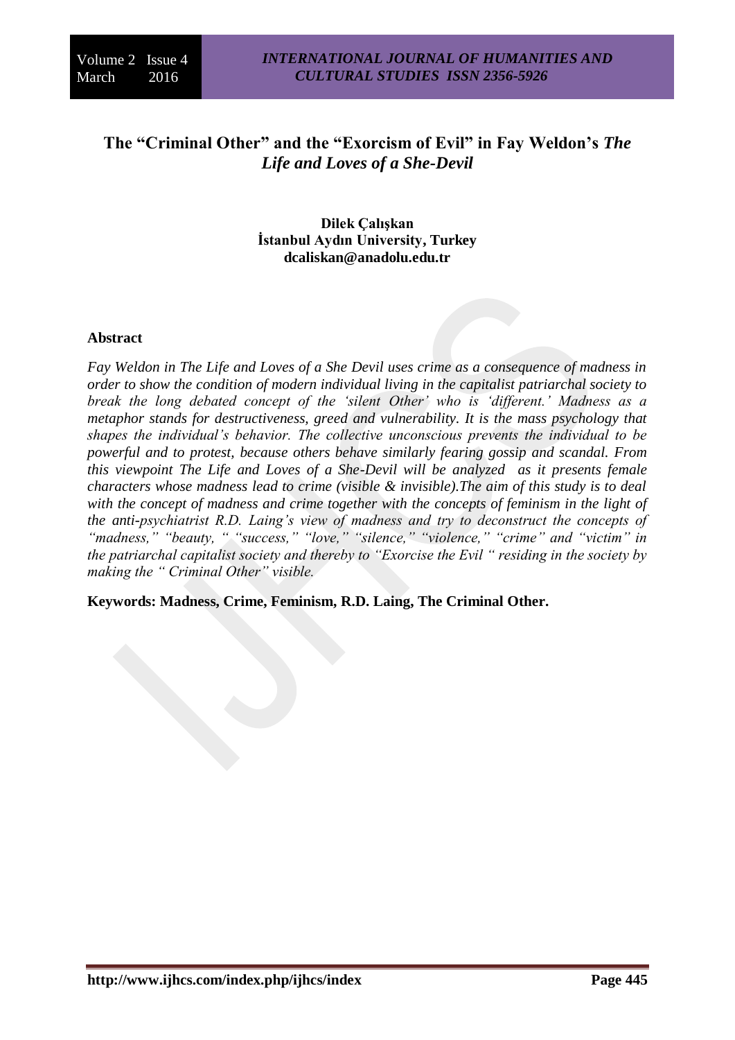# The "Criminal Other" and the "Exorcism of Evil" in Fay Weldon's *The Life and Loves of a She-Devil*

**Dilek Çalışkan**
**İstanbul Aydın University, Turkey**
**dcaliskan@anadolu.edu.tr**

## Abstract

*Fay Weldon in The Life and Loves of a She Devil uses crime as a consequence of madness in order to show the condition of modern individual living in the capitalist patriarchal society to break the long debated concept of the 'silent Other' who is 'different.' Madness as a metaphor stands for destructiveness, greed and vulnerability. It is the mass psychology that shapes the individual's behavior. The collective unconscious prevents the individual to be powerful and to protest, because others behave similarly fearing gossip and scandal. From this viewpoint The Life and Loves of a She-Devil will be analyzed as it presents female characters whose madness lead to crime (visible & invisible).The aim of this study is to deal with the concept of madness and crime together with the concepts of feminism in the light of the anti-psychiatrist R.D. Laing's view of madness and try to deconstruct the concepts of "madness," "beauty, " "success," "love," "silence," "violence," "crime" and "victim" in the patriarchal capitalist society and thereby to "Exorcise the Evil " residing in the society by making the " Criminal Other" visible.*

**Keywords: Madness, Crime, Feminism, R.D. Laing, The Criminal Other.**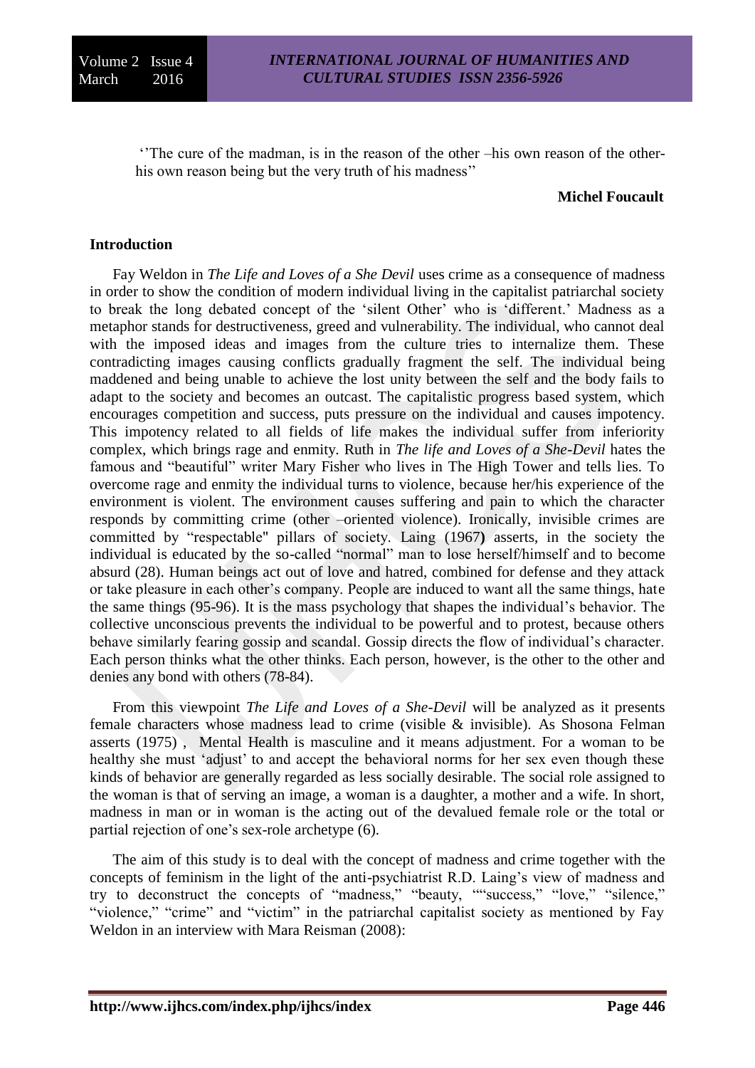''The cure of the madman, is in the reason of the other –his own reason of the other-his own reason being but the very truth of his madness''

**Michel Foucault**

## Introduction

Fay Weldon in *The Life and Loves of a She Devil* uses crime as a consequence of madness in order to show the condition of modern individual living in the capitalist patriarchal society to break the long debated concept of the 'silent Other' who is 'different.' Madness as a metaphor stands for destructiveness, greed and vulnerability. The individual, who cannot deal with the imposed ideas and images from the culture tries to internalize them. These contradicting images causing conflicts gradually fragment the self. The individual being maddened and being unable to achieve the lost unity between the self and the body fails to adapt to the society and becomes an outcast. The capitalistic progress based system, which encourages competition and success, puts pressure on the individual and causes impotency. This impotency related to all fields of life makes the individual suffer from inferiority complex, which brings rage and enmity. Ruth in *The life and Loves of a She-Devil* hates the famous and "beautiful" writer Mary Fisher who lives in The High Tower and tells lies. To overcome rage and enmity the individual turns to violence, because her/his experience of the environment is violent. The environment causes suffering and pain to which the character responds by committing crime (other –oriented violence). Ironically, invisible crimes are committed by "respectable" pillars of society. Laing (1967**)** asserts, in the society the individual is educated by the so-called "normal" man to lose herself/himself and to become absurd (28). Human beings act out of love and hatred, combined for defense and they attack or take pleasure in each other's company. People are induced to want all the same things, hate the same things (95-96). It is the mass psychology that shapes the individual's behavior. The collective unconscious prevents the individual to be powerful and to protest, because others behave similarly fearing gossip and scandal. Gossip directs the flow of individual's character. Each person thinks what the other thinks. Each person, however, is the other to the other and denies any bond with others (78-84).

From this viewpoint *The Life and Loves of a She-Devil* will be analyzed as it presents female characters whose madness lead to crime (visible & invisible). As Shosona Felman asserts (1975) , Mental Health is masculine and it means adjustment. For a woman to be healthy she must 'adjust' to and accept the behavioral norms for her sex even though these kinds of behavior are generally regarded as less socially desirable. The social role assigned to the woman is that of serving an image, a woman is a daughter, a mother and a wife. In short, madness in man or in woman is the acting out of the devalued female role or the total or partial rejection of one's sex-role archetype (6).

The aim of this study is to deal with the concept of madness and crime together with the concepts of feminism in the light of the anti-psychiatrist R.D. Laing's view of madness and try to deconstruct the concepts of "madness," "beauty, ""success," "love," "silence," "violence," "crime" and "victim" in the patriarchal capitalist society as mentioned by Fay Weldon in an interview with Mara Reisman (2008):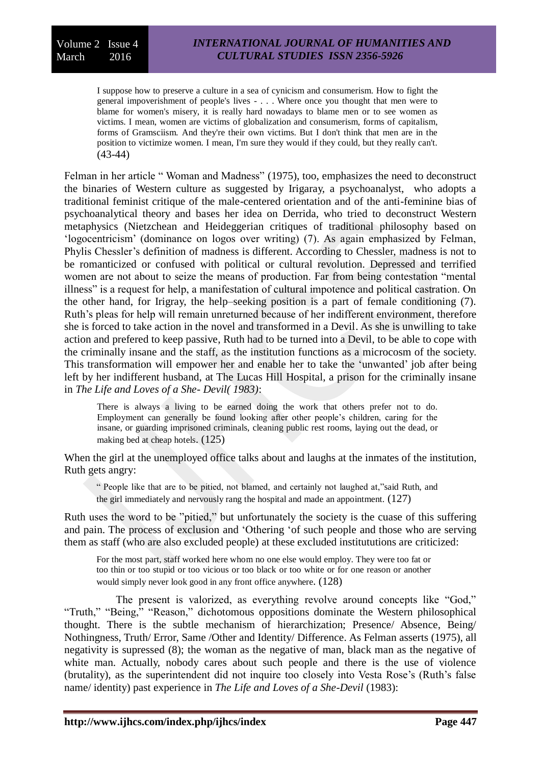> I suppose how to preserve a culture in a sea of cynicism and consumerism. How to fight the general impoverishment of people's lives - . . . Where once you thought that men were to blame for women's misery, it is really hard nowadays to blame men or to see women as victims. I mean, women are victims of globalization and consumerism, forms of capitalism, forms of Gramsciism. And they're their own victims. But I don't think that men are in the position to victimize women. I mean, I'm sure they would if they could, but they really can't. (43-44)

Felman in her article " Woman and Madness" (1975), too, emphasizes the need to deconstruct the binaries of Western culture as suggested by Irigaray, a psychoanalyst, who adopts a traditional feminist critique of the male-centered orientation and of the anti-feminine bias of psychoanalytical theory and bases her idea on Derrida, who tried to deconstruct Western metaphysics (Nietzchean and Heideggerian critiques of traditional philosophy based on 'logocentricism' (dominance on logos over writing) (7). As again emphasized by Felman, Phylis Chessler's definition of madness is different. According to Chessler, madness is not to be romanticized or confused with political or cultural revolution. Depressed and terrified women are not about to seize the means of production. Far from being contestation "mental illness" is a request for help, a manifestation of cultural impotence and political castration. On the other hand, for Irigray, the help–seeking position is a part of female conditioning (7). Ruth's pleas for help will remain unreturned because of her indifferent environment, therefore she is forced to take action in the novel and transformed in a Devil. As she is unwilling to take action and prefered to keep passive, Ruth had to be turned into a Devil, to be able to cope with the criminally insane and the staff, as the institution functions as a microcosm of the society. This transformation will empower her and enable her to take the 'unwanted' job after being left by her indifferent husband, at The Lucas Hill Hospital, a prison for the criminally insane in *The Life and Loves of a She- Devil( 1983)*:

> There is always a living to be earned doing the work that others prefer not to do. Employment can generally be found looking after other people's children, caring for the insane, or guarding imprisoned criminals, cleaning public rest rooms, laying out the dead, or making bed at cheap hotels. (125)

When the girl at the unemployed office talks about and laughs at the inmates of the institution, Ruth gets angry:

> " People like that are to be pitied, not blamed, and certainly not laughed at,"said Ruth, and the girl immediately and nervously rang the hospital and made an appointment. (127)

Ruth uses the word to be "pitied," but unfortunately the society is the cuase of this suffering and pain. The process of exclusion and 'Othering 'of such people and those who are serving them as staff (who are also excluded people) at these excluded institututions are criticized:

> For the most part, staff worked here whom no one else would employ. They were too fat or too thin or too stupid or too vicious or too black or too white or for one reason or another would simply never look good in any front office anywhere. (128)

The present is valorized, as everything revolve around concepts like "God," "Truth," "Being," "Reason," dichotomous oppositions dominate the Western philosophical thought. There is the subtle mechanism of hierarchization; Presence/ Absence, Being/ Nothingness, Truth/ Error, Same /Other and Identity/ Difference. As Felman asserts (1975), all negativity is supressed (8); the woman as the negative of man, black man as the negative of white man. Actually, nobody cares about such people and there is the use of violence (brutality), as the superintendent did not inquire too closely into Vesta Rose's (Ruth's false name/ identity) past experience in *The Life and Loves of a She-Devil* (1983):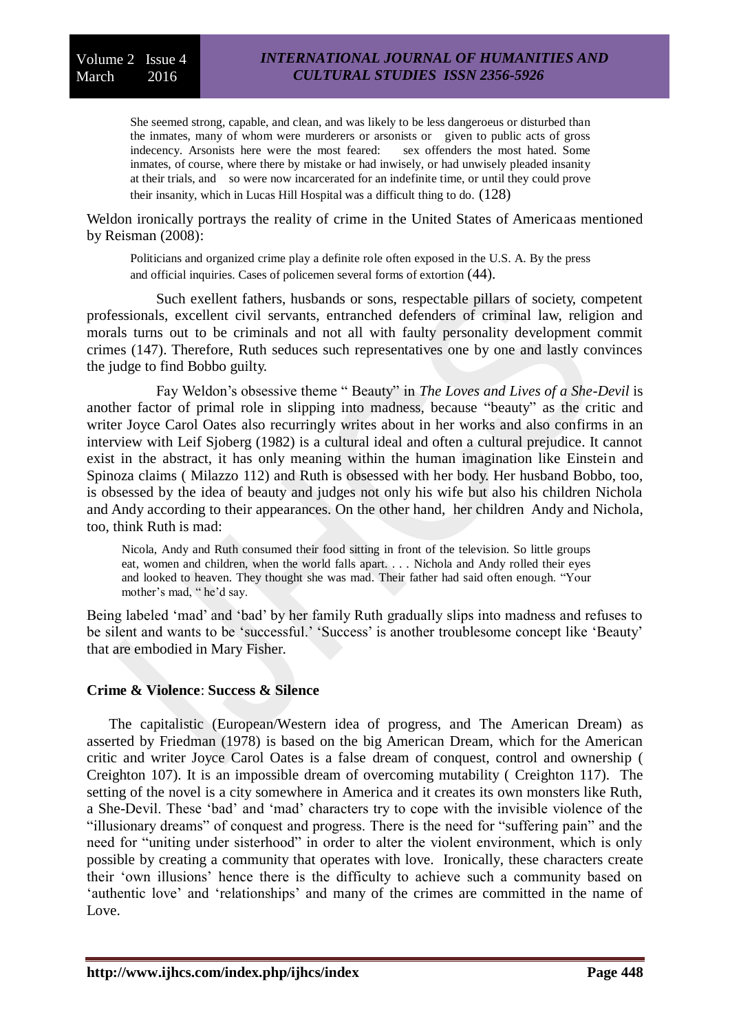> She seemed strong, capable, and clean, and was likely to be less dangeroeus or disturbed than the inmates, many of whom were murderers or arsonists or given to public acts of gross indecency. Arsonists here were the most feared: sex offenders the most hated. Some inmates, of course, where there by mistake or had inwisely, or had unwisely pleaded insanity at their trials, and so were now incarcerated for an indefinite time, or until they could prove their insanity, which in Lucas Hill Hospital was a difficult thing to do. (128)

Weldon ironically portrays the reality of crime in the United States of Americaas mentioned by Reisman (2008):

> Politicians and organized crime play a definite role often exposed in the U.S. A. By the press and official inquiries. Cases of policemen several forms of extortion (44).

Such exellent fathers, husbands or sons, respectable pillars of society, competent professionals, excellent civil servants, entranched defenders of criminal law, religion and morals turns out to be criminals and not all with faulty personality development commit crimes (147). Therefore, Ruth seduces such representatives one by one and lastly convinces the judge to find Bobbo guilty.

Fay Weldon's obsessive theme " Beauty" in *The Loves and Lives of a She-Devil* is another factor of primal role in slipping into madness, because "beauty" as the critic and writer Joyce Carol Oates also recurringly writes about in her works and also confirms in an interview with Leif Sjoberg (1982) is a cultural ideal and often a cultural prejudice. It cannot exist in the abstract, it has only meaning within the human imagination like Einstein and Spinoza claims ( Milazzo 112) and Ruth is obsessed with her body. Her husband Bobbo, too, is obsessed by the idea of beauty and judges not only his wife but also his children Nichola and Andy according to their appearances. On the other hand, her children Andy and Nichola, too, think Ruth is mad:

> Nicola, Andy and Ruth consumed their food sitting in front of the television. So little groups eat, women and children, when the world falls apart. . . . Nichola and Andy rolled their eyes and looked to heaven. They thought she was mad. Their father had said often enough. "Your mother's mad, " he'd say.

Being labeled 'mad' and 'bad' by her family Ruth gradually slips into madness and refuses to be silent and wants to be 'successful.' 'Success' is another troublesome concept like 'Beauty' that are embodied in Mary Fisher.

### Crime & Violence: Success & Silence

The capitalistic (European/Western idea of progress, and The American Dream) as asserted by Friedman (1978) is based on the big American Dream, which for the American critic and writer Joyce Carol Oates is a false dream of conquest, control and ownership ( Creighton 107). It is an impossible dream of overcoming mutability ( Creighton 117). The setting of the novel is a city somewhere in America and it creates its own monsters like Ruth, a She-Devil. These 'bad' and 'mad' characters try to cope with the invisible violence of the "illusionary dreams" of conquest and progress. There is the need for "suffering pain" and the need for "uniting under sisterhood" in order to alter the violent environment, which is only possible by creating a community that operates with love. Ironically, these characters create their 'own illusions' hence there is the difficulty to achieve such a community based on 'authentic love' and 'relationships' and many of the crimes are committed in the name of Love.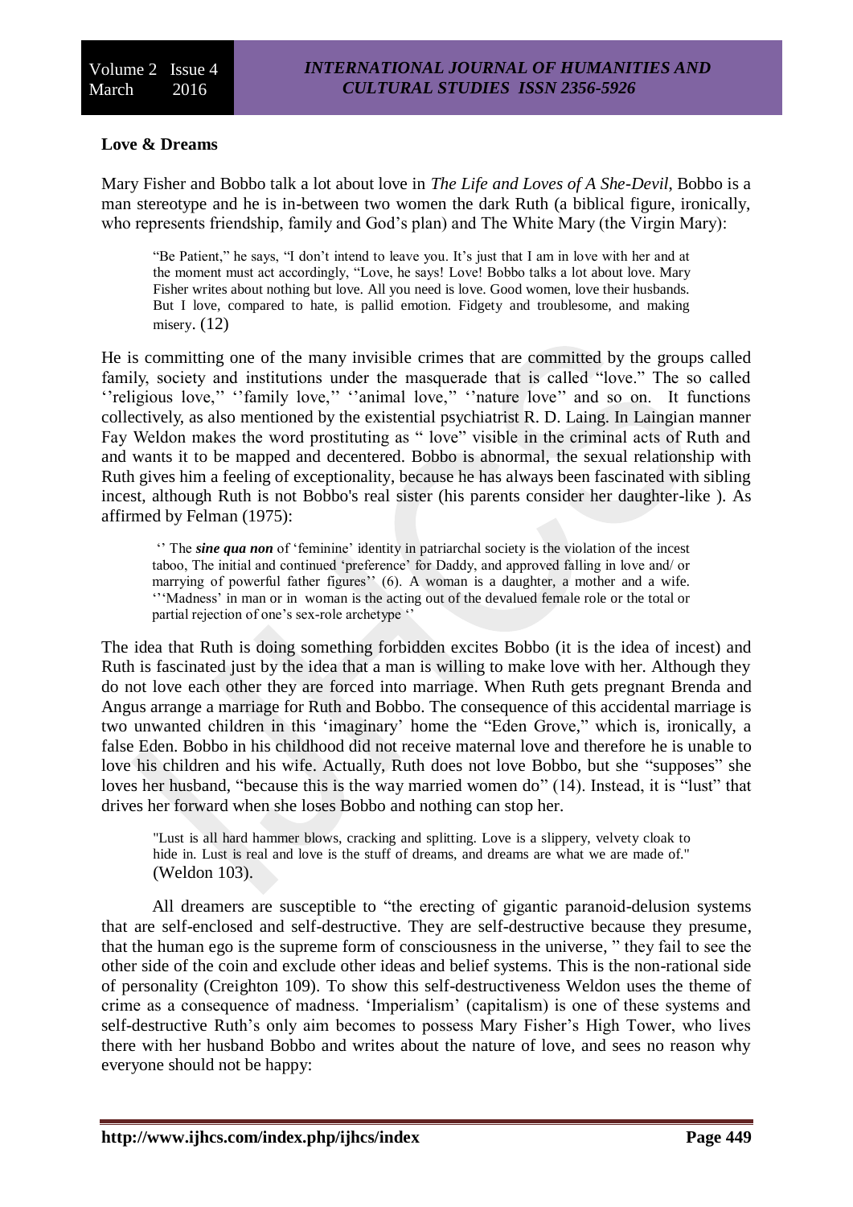**Love & Dreams**

Mary Fisher and Bobbo talk a lot about love in *The Life and Loves of A She-Devil*, Bobbo is a man stereotype and he is in-between two women the dark Ruth (a biblical figure, ironically, who represents friendship, family and God's plan) and The White Mary (the Virgin Mary):

> "Be Patient," he says, "I don't intend to leave you. It's just that I am in love with her and at the moment must act accordingly, "Love, he says! Love! Bobbo talks a lot about love. Mary Fisher writes about nothing but love. All you need is love. Good women, love their husbands. But I love, compared to hate, is pallid emotion. Fidgety and troublesome, and making misery. (12)

He is committing one of the many invisible crimes that are committed by the groups called family, society and institutions under the masquerade that is called "love." The so called ''religious love,'' ''family love,'' ''animal love,'' ''nature love'' and so on. It functions collectively, as also mentioned by the existential psychiatrist R. D. Laing. In Laingian manner Fay Weldon makes the word prostituting as " love" visible in the criminal acts of Ruth and and wants it to be mapped and decentered. Bobbo is abnormal, the sexual relationship with Ruth gives him a feeling of exceptionality, because he has always been fascinated with sibling incest, although Ruth is not Bobbo's real sister (his parents consider her daughter-like ). As affirmed by Felman (1975):

> '' The ***sine qua non*** of 'feminine' identity in patriarchal society is the violation of the incest taboo, The initial and continued 'preference' for Daddy, and approved falling in love and/ or marrying of powerful father figures'' (6). A woman is a daughter, a mother and a wife. '''Madness' in man or in woman is the acting out of the devalued female role or the total or partial rejection of one's sex-role archetype ''

The idea that Ruth is doing something forbidden excites Bobbo (it is the idea of incest) and Ruth is fascinated just by the idea that a man is willing to make love with her. Although they do not love each other they are forced into marriage. When Ruth gets pregnant Brenda and Angus arrange a marriage for Ruth and Bobbo. The consequence of this accidental marriage is two unwanted children in this 'imaginary' home the "Eden Grove," which is, ironically, a false Eden. Bobbo in his childhood did not receive maternal love and therefore he is unable to love his children and his wife. Actually, Ruth does not love Bobbo, but she "supposes" she loves her husband, "because this is the way married women do" (14). Instead, it is "lust" that drives her forward when she loses Bobbo and nothing can stop her.

> "Lust is all hard hammer blows, cracking and splitting. Love is a slippery, velvety cloak to hide in. Lust is real and love is the stuff of dreams, and dreams are what we are made of." (Weldon 103).

All dreamers are susceptible to "the erecting of gigantic paranoid-delusion systems that are self-enclosed and self-destructive. They are self-destructive because they presume, that the human ego is the supreme form of consciousness in the universe, " they fail to see the other side of the coin and exclude other ideas and belief systems. This is the non-rational side of personality (Creighton 109). To show this self-destructiveness Weldon uses the theme of crime as a consequence of madness. 'Imperialism' (capitalism) is one of these systems and self-destructive Ruth's only aim becomes to possess Mary Fisher's High Tower, who lives there with her husband Bobbo and writes about the nature of love, and sees no reason why everyone should not be happy: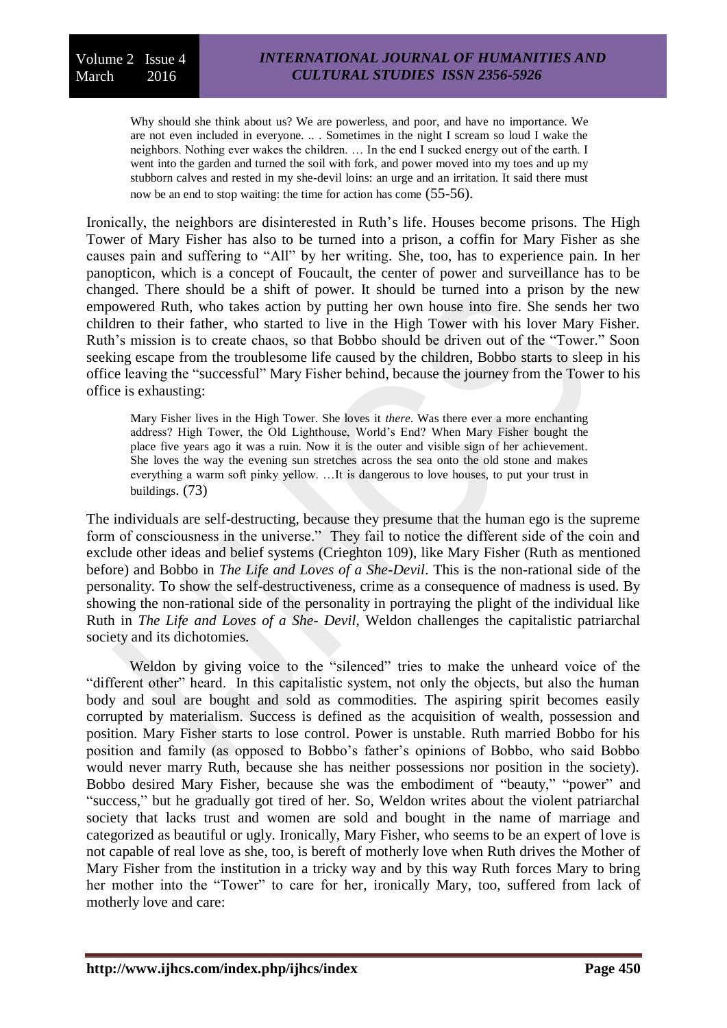> Why should she think about us? We are powerless, and poor, and have no importance. We are not even included in everyone. .. . Sometimes in the night I scream so loud I wake the neighbors. Nothing ever wakes the children. … In the end I sucked energy out of the earth. I went into the garden and turned the soil with fork, and power moved into my toes and up my stubborn calves and rested in my she-devil loins: an urge and an irritation. It said there must now be an end to stop waiting: the time for action has come (55-56).

Ironically, the neighbors are disinterested in Ruth's life. Houses become prisons. The High Tower of Mary Fisher has also to be turned into a prison, a coffin for Mary Fisher as she causes pain and suffering to "All" by her writing. She, too, has to experience pain. In her panopticon, which is a concept of Foucault, the center of power and surveillance has to be changed. There should be a shift of power. It should be turned into a prison by the new empowered Ruth, who takes action by putting her own house into fire. She sends her two children to their father, who started to live in the High Tower with his lover Mary Fisher. Ruth's mission is to create chaos, so that Bobbo should be driven out of the "Tower." Soon seeking escape from the troublesome life caused by the children, Bobbo starts to sleep in his office leaving the "successful" Mary Fisher behind, because the journey from the Tower to his office is exhausting:

> Mary Fisher lives in the High Tower. She loves it *there*. Was there ever a more enchanting address? High Tower, the Old Lighthouse, World's End? When Mary Fisher bought the place five years ago it was a ruin. Now it is the outer and visible sign of her achievement. She loves the way the evening sun stretches across the sea onto the old stone and makes everything a warm soft pinky yellow. …It is dangerous to love houses, to put your trust in buildings. (73)

The individuals are self-destructing, because they presume that the human ego is the supreme form of consciousness in the universe." They fail to notice the different side of the coin and exclude other ideas and belief systems (Crieghton 109), like Mary Fisher (Ruth as mentioned before) and Bobbo in *The Life and Loves of a She-Devil*. This is the non-rational side of the personality. To show the self-destructiveness, crime as a consequence of madness is used. By showing the non-rational side of the personality in portraying the plight of the individual like Ruth in *The Life and Loves of a She- Devil,* Weldon challenges the capitalistic patriarchal society and its dichotomies.

Weldon by giving voice to the "silenced" tries to make the unheard voice of the "different other" heard. In this capitalistic system, not only the objects, but also the human body and soul are bought and sold as commodities. The aspiring spirit becomes easily corrupted by materialism. Success is defined as the acquisition of wealth, possession and position. Mary Fisher starts to lose control. Power is unstable. Ruth married Bobbo for his position and family (as opposed to Bobbo's father's opinions of Bobbo, who said Bobbo would never marry Ruth, because she has neither possessions nor position in the society). Bobbo desired Mary Fisher, because she was the embodiment of "beauty," "power" and "success," but he gradually got tired of her. So, Weldon writes about the violent patriarchal society that lacks trust and women are sold and bought in the name of marriage and categorized as beautiful or ugly. Ironically, Mary Fisher, who seems to be an expert of love is not capable of real love as she, too, is bereft of motherly love when Ruth drives the Mother of Mary Fisher from the institution in a tricky way and by this way Ruth forces Mary to bring her mother into the "Tower" to care for her, ironically Mary, too, suffered from lack of motherly love and care: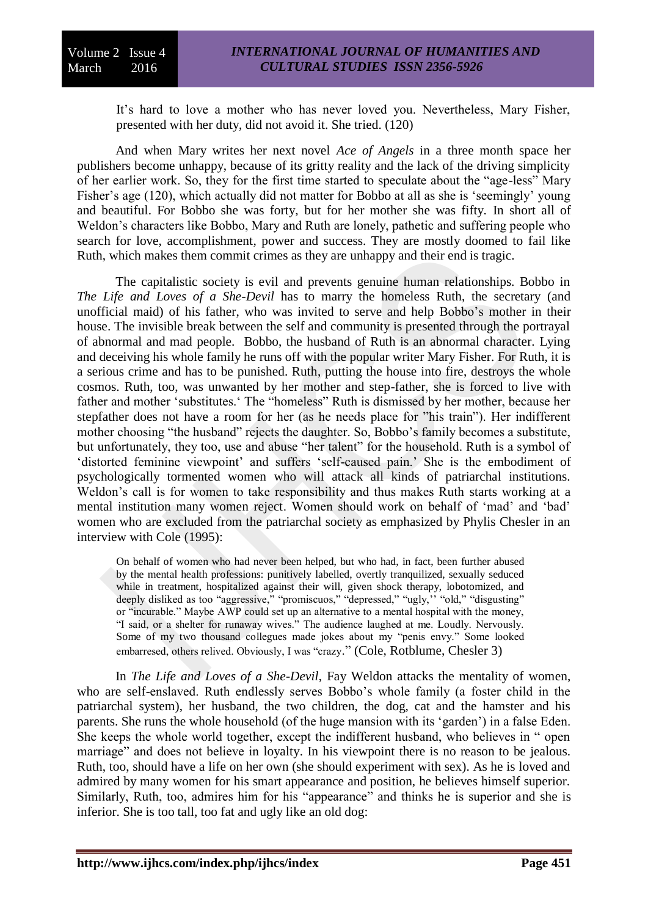> It's hard to love a mother who has never loved you. Nevertheless, Mary Fisher, presented with her duty, did not avoid it. She tried. (120)

And when Mary writes her next novel *Ace of Angels* in a three month space her publishers become unhappy, because of its gritty reality and the lack of the driving simplicity of her earlier work. So, they for the first time started to speculate about the "age-less" Mary Fisher's age (120), which actually did not matter for Bobbo at all as she is 'seemingly' young and beautiful. For Bobbo she was forty, but for her mother she was fifty. In short all of Weldon's characters like Bobbo, Mary and Ruth are lonely, pathetic and suffering people who search for love, accomplishment, power and success. They are mostly doomed to fail like Ruth, which makes them commit crimes as they are unhappy and their end is tragic.

The capitalistic society is evil and prevents genuine human relationships. Bobbo in *The Life and Loves of a She-Devil* has to marry the homeless Ruth, the secretary (and unofficial maid) of his father, who was invited to serve and help Bobbo's mother in their house. The invisible break between the self and community is presented through the portrayal of abnormal and mad people. Bobbo, the husband of Ruth is an abnormal character. Lying and deceiving his whole family he runs off with the popular writer Mary Fisher. For Ruth, it is a serious crime and has to be punished. Ruth, putting the house into fire, destroys the whole cosmos. Ruth, too, was unwanted by her mother and step-father, she is forced to live with father and mother 'substitutes.' The "homeless" Ruth is dismissed by her mother, because her stepfather does not have a room for her (as he needs place for "his train"). Her indifferent mother choosing "the husband" rejects the daughter. So, Bobbo's family becomes a substitute, but unfortunately, they too, use and abuse "her talent" for the household. Ruth is a symbol of 'distorted feminine viewpoint' and suffers 'self-caused pain.' She is the embodiment of psychologically tormented women who will attack all kinds of patriarchal institutions. Weldon's call is for women to take responsibility and thus makes Ruth starts working at a mental institution many women reject. Women should work on behalf of 'mad' and 'bad' women who are excluded from the patriarchal society as emphasized by Phylis Chesler in an interview with Cole (1995):

> On behalf of women who had never been helped, but who had, in fact, been further abused by the mental health professions: punitively labelled, overtly tranquilized, sexually seduced while in treatment, hospitalized against their will, given shock therapy, lobotomized, and deeply disliked as too "aggressive," "promiscuos," "depressed," "ugly,'' "old," "disgusting" or "incurable." Maybe AWP could set up an alternative to a mental hospital with the money, "I said, or a shelter for runaway wives." The audience laughed at me. Loudly. Nervously. Some of my two thousand collegues made jokes about my "penis envy." Some looked embarresed, others relived. Obviously, I was "crazy." (Cole, Rotblume, Chesler 3)

In *The Life and Loves of a She-Devil*, Fay Weldon attacks the mentality of women, who are self-enslaved. Ruth endlessly serves Bobbo's whole family (a foster child in the patriarchal system), her husband, the two children, the dog, cat and the hamster and his parents. She runs the whole household (of the huge mansion with its 'garden') in a false Eden. She keeps the whole world together, except the indifferent husband, who believes in " open marriage" and does not believe in loyalty. In his viewpoint there is no reason to be jealous. Ruth, too, should have a life on her own (she should experiment with sex). As he is loved and admired by many women for his smart appearance and position, he believes himself superior. Similarly, Ruth, too, admires him for his "appearance" and thinks he is superior and she is inferior. She is too tall, too fat and ugly like an old dog: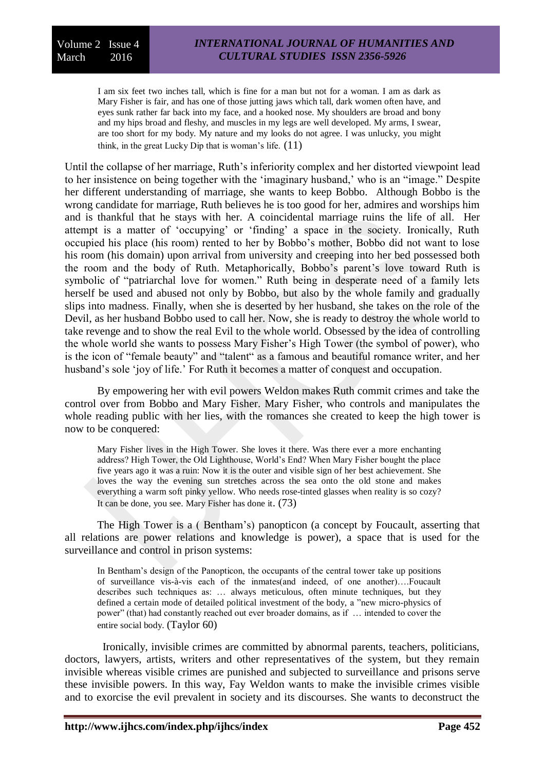> I am six feet two inches tall, which is fine for a man but not for a woman. I am as dark as Mary Fisher is fair, and has one of those jutting jaws which tall, dark women often have, and eyes sunk rather far back into my face, and a hooked nose. My shoulders are broad and bony and my hips broad and fleshy, and muscles in my legs are well developed. My arms, I swear, are too short for my body. My nature and my looks do not agree. I was unlucky, you might think, in the great Lucky Dip that is woman's life. (11)

Until the collapse of her marriage, Ruth's inferiority complex and her distorted viewpoint lead to her insistence on being together with the 'imaginary husband,' who is an "image." Despite her different understanding of marriage, she wants to keep Bobbo. Although Bobbo is the wrong candidate for marriage, Ruth believes he is too good for her, admires and worships him and is thankful that he stays with her. A coincidental marriage ruins the life of all. Her attempt is a matter of 'occupying' or 'finding' a space in the society. Ironically, Ruth occupied his place (his room) rented to her by Bobbo's mother, Bobbo did not want to lose his room (his domain) upon arrival from university and creeping into her bed possessed both the room and the body of Ruth. Metaphorically, Bobbo's parent's love toward Ruth is symbolic of "patriarchal love for women." Ruth being in desperate need of a family lets herself be used and abused not only by Bobbo, but also by the whole family and gradually slips into madness. Finally, when she is deserted by her husband, she takes on the role of the Devil, as her husband Bobbo used to call her. Now, she is ready to destroy the whole world to take revenge and to show the real Evil to the whole world. Obsessed by the idea of controlling the whole world she wants to possess Mary Fisher's High Tower (the symbol of power), who is the icon of "female beauty" and "talent" as a famous and beautiful romance writer, and her husband's sole 'joy of life.' For Ruth it becomes a matter of conquest and occupation.

By empowering her with evil powers Weldon makes Ruth commit crimes and take the control over from Bobbo and Mary Fisher. Mary Fisher, who controls and manipulates the whole reading public with her lies, with the romances she created to keep the high tower is now to be conquered:

> Mary Fisher lives in the High Tower. She loves it there. Was there ever a more enchanting address? High Tower, the Old Lighthouse, World's End? When Mary Fisher bought the place five years ago it was a ruin: Now it is the outer and visible sign of her best achievement. She loves the way the evening sun stretches across the sea onto the old stone and makes everything a warm soft pinky yellow. Who needs rose-tinted glasses when reality is so cozy? It can be done, you see. Mary Fisher has done it. (73)

The High Tower is a ( Bentham's) panopticon (a concept by Foucault, asserting that all relations are power relations and knowledge is power), a space that is used for the surveillance and control in prison systems:

> In Bentham's design of the Panopticon, the occupants of the central tower take up positions of surveillance vis-à-vis each of the inmates(and indeed, of one another)….Foucault describes such techniques as: … always meticulous, often minute techniques, but they defined a certain mode of detailed political investment of the body, a "new micro-physics of power" (that) had constantly reached out ever broader domains, as if … intended to cover the entire social body. (Taylor 60)

Ironically, invisible crimes are committed by abnormal parents, teachers, politicians, doctors, lawyers, artists, writers and other representatives of the system, but they remain invisible whereas visible crimes are punished and subjected to surveillance and prisons serve these invisible powers. In this way, Fay Weldon wants to make the invisible crimes visible and to exorcise the evil prevalent in society and its discourses. She wants to deconstruct the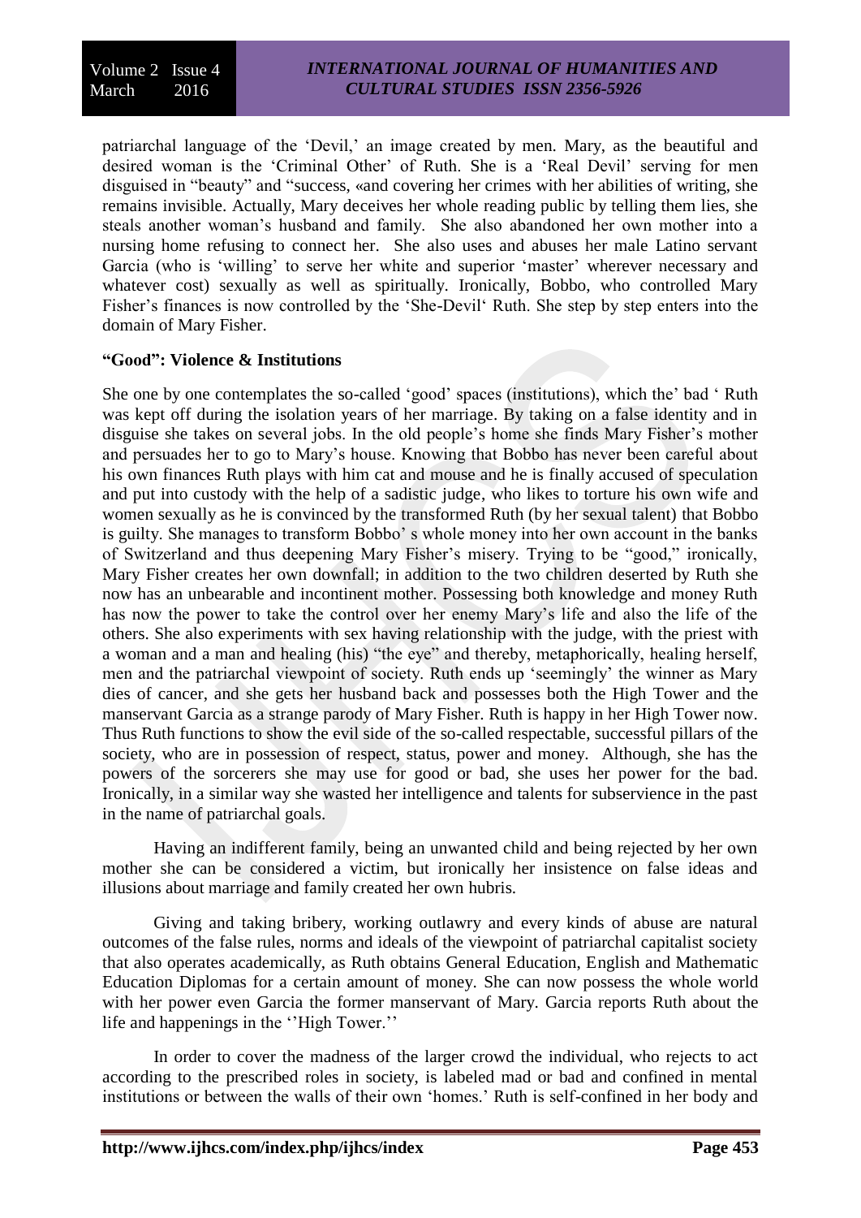patriarchal language of the 'Devil,' an image created by men. Mary, as the beautiful and desired woman is the 'Criminal Other' of Ruth. She is a 'Real Devil' serving for men disguised in "beauty" and "success, «and covering her crimes with her abilities of writing, she remains invisible. Actually, Mary deceives her whole reading public by telling them lies, she steals another woman's husband and family. She also abandoned her own mother into a nursing home refusing to connect her. She also uses and abuses her male Latino servant Garcia (who is 'willing' to serve her white and superior 'master' wherever necessary and whatever cost) sexually as well as spiritually. Ironically, Bobbo, who controlled Mary Fisher's finances is now controlled by the 'She-Devil' Ruth. She step by step enters into the domain of Mary Fisher.

### "Good": Violence & Institutions

She one by one contemplates the so-called 'good' spaces (institutions), which the' bad ' Ruth was kept off during the isolation years of her marriage. By taking on a false identity and in disguise she takes on several jobs. In the old people's home she finds Mary Fisher's mother and persuades her to go to Mary's house. Knowing that Bobbo has never been careful about his own finances Ruth plays with him cat and mouse and he is finally accused of speculation and put into custody with the help of a sadistic judge, who likes to torture his own wife and women sexually as he is convinced by the transformed Ruth (by her sexual talent) that Bobbo is guilty. She manages to transform Bobbo' s whole money into her own account in the banks of Switzerland and thus deepening Mary Fisher's misery. Trying to be "good," ironically, Mary Fisher creates her own downfall; in addition to the two children deserted by Ruth she now has an unbearable and incontinent mother. Possessing both knowledge and money Ruth has now the power to take the control over her enemy Mary's life and also the life of the others. She also experiments with sex having relationship with the judge, with the priest with a woman and a man and healing (his) "the eye" and thereby, metaphorically, healing herself, men and the patriarchal viewpoint of society. Ruth ends up 'seemingly' the winner as Mary dies of cancer, and she gets her husband back and possesses both the High Tower and the manservant Garcia as a strange parody of Mary Fisher. Ruth is happy in her High Tower now. Thus Ruth functions to show the evil side of the so-called respectable, successful pillars of the society, who are in possession of respect, status, power and money. Although, she has the powers of the sorcerers she may use for good or bad, she uses her power for the bad. Ironically, in a similar way she wasted her intelligence and talents for subservience in the past in the name of patriarchal goals.

Having an indifferent family, being an unwanted child and being rejected by her own mother she can be considered a victim, but ironically her insistence on false ideas and illusions about marriage and family created her own hubris.

Giving and taking bribery, working outlawry and every kinds of abuse are natural outcomes of the false rules, norms and ideals of the viewpoint of patriarchal capitalist society that also operates academically, as Ruth obtains General Education, English and Mathematic Education Diplomas for a certain amount of money. She can now possess the whole world with her power even Garcia the former manservant of Mary. Garcia reports Ruth about the life and happenings in the ''High Tower.''

In order to cover the madness of the larger crowd the individual, who rejects to act according to the prescribed roles in society, is labeled mad or bad and confined in mental institutions or between the walls of their own 'homes.' Ruth is self-confined in her body and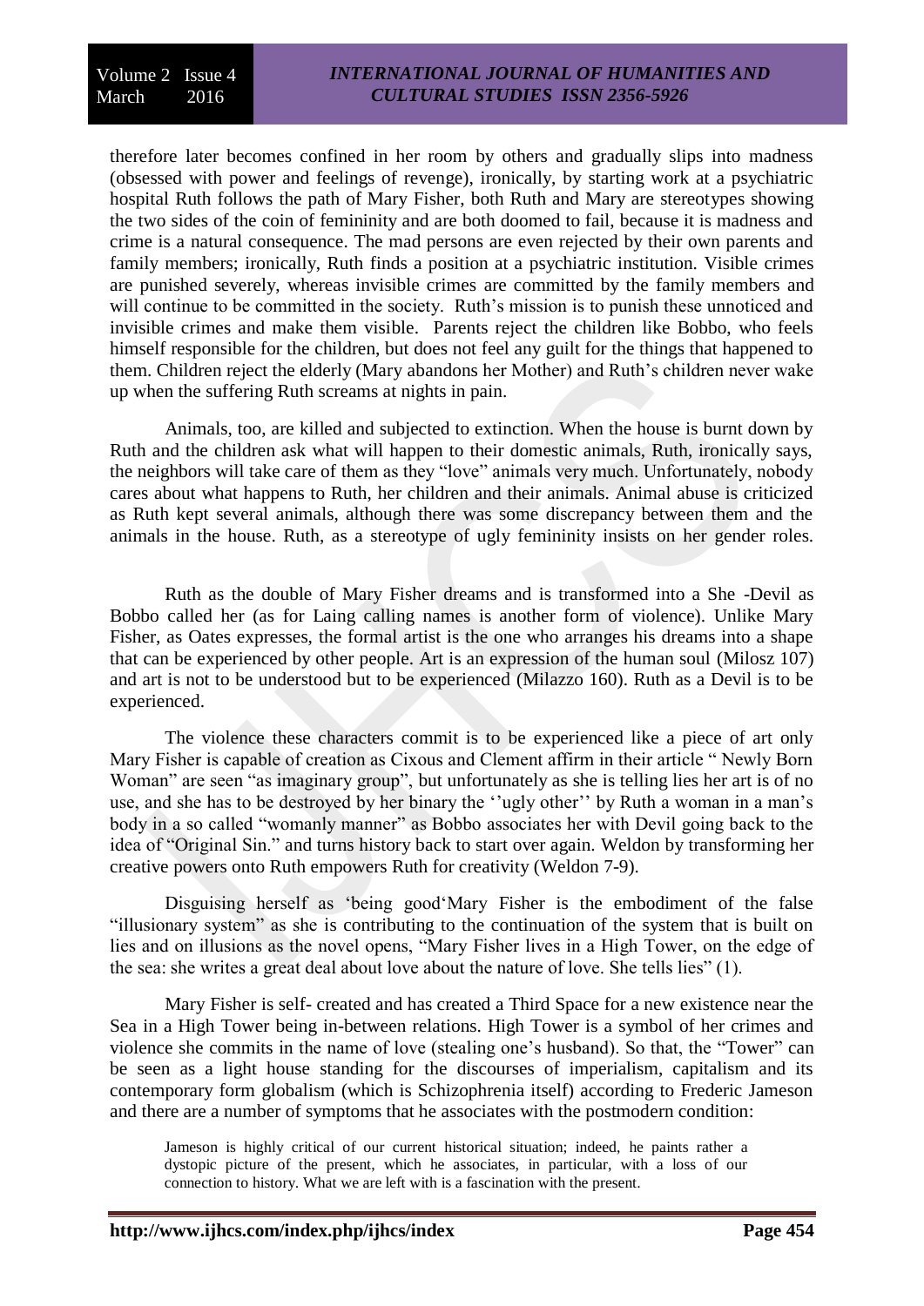therefore later becomes confined in her room by others and gradually slips into madness (obsessed with power and feelings of revenge), ironically, by starting work at a psychiatric hospital Ruth follows the path of Mary Fisher, both Ruth and Mary are stereotypes showing the two sides of the coin of femininity and are both doomed to fail, because it is madness and crime is a natural consequence. The mad persons are even rejected by their own parents and family members; ironically, Ruth finds a position at a psychiatric institution. Visible crimes are punished severely, whereas invisible crimes are committed by the family members and will continue to be committed in the society. Ruth's mission is to punish these unnoticed and invisible crimes and make them visible. Parents reject the children like Bobbo, who feels himself responsible for the children, but does not feel any guilt for the things that happened to them. Children reject the elderly (Mary abandons her Mother) and Ruth's children never wake up when the suffering Ruth screams at nights in pain.

Animals, too, are killed and subjected to extinction. When the house is burnt down by Ruth and the children ask what will happen to their domestic animals, Ruth, ironically says, the neighbors will take care of them as they "love" animals very much. Unfortunately, nobody cares about what happens to Ruth, her children and their animals. Animal abuse is criticized as Ruth kept several animals, although there was some discrepancy between them and the animals in the house. Ruth, as a stereotype of ugly femininity insists on her gender roles.

Ruth as the double of Mary Fisher dreams and is transformed into a She -Devil as Bobbo called her (as for Laing calling names is another form of violence). Unlike Mary Fisher, as Oates expresses, the formal artist is the one who arranges his dreams into a shape that can be experienced by other people. Art is an expression of the human soul (Milosz 107) and art is not to be understood but to be experienced (Milazzo 160). Ruth as a Devil is to be experienced.

The violence these characters commit is to be experienced like a piece of art only Mary Fisher is capable of creation as Cixous and Clement affirm in their article " Newly Born Woman" are seen "as imaginary group", but unfortunately as she is telling lies her art is of no use, and she has to be destroyed by her binary the ''ugly other'' by Ruth a woman in a man's body in a so called "womanly manner" as Bobbo associates her with Devil going back to the idea of "Original Sin." and turns history back to start over again. Weldon by transforming her creative powers onto Ruth empowers Ruth for creativity (Weldon 7-9).

Disguising herself as 'being good'Mary Fisher is the embodiment of the false "illusionary system" as she is contributing to the continuation of the system that is built on lies and on illusions as the novel opens, "Mary Fisher lives in a High Tower, on the edge of the sea: she writes a great deal about love about the nature of love. She tells lies" (1).

Mary Fisher is self- created and has created a Third Space for a new existence near the Sea in a High Tower being in-between relations. High Tower is a symbol of her crimes and violence she commits in the name of love (stealing one's husband). So that, the "Tower" can be seen as a light house standing for the discourses of imperialism, capitalism and its contemporary form globalism (which is Schizophrenia itself) according to Frederic Jameson and there are a number of symptoms that he associates with the postmodern condition:

> Jameson is highly critical of our current historical situation; indeed, he paints rather a dystopic picture of the present, which he associates, in particular, with a loss of our connection to history. What we are left with is a fascination with the present.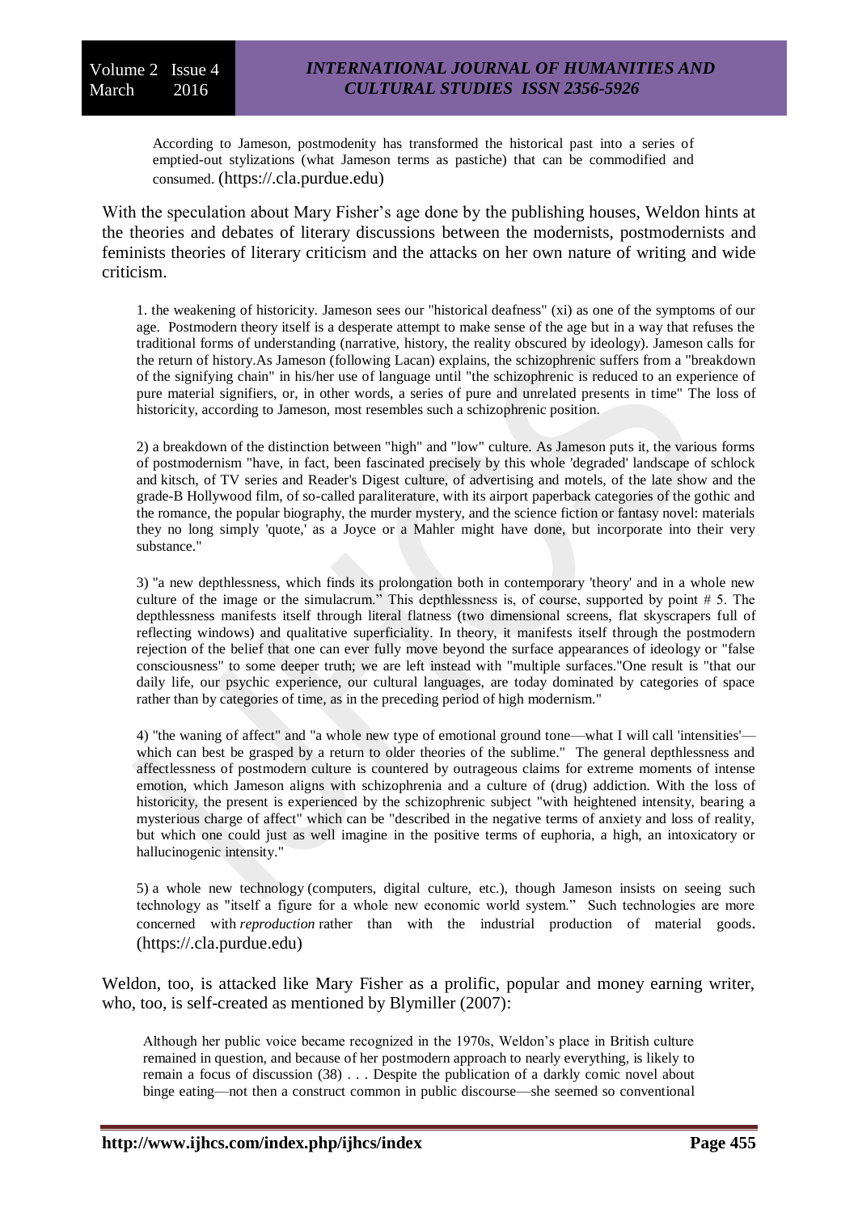> According to Jameson, postmodenity has transformed the historical past into a series of emptied-out stylizations (what Jameson terms as pastiche) that can be commodified and consumed. (https://.cla.purdue.edu)

With the speculation about Mary Fisher's age done by the publishing houses, Weldon hints at the theories and debates of literary discussions between the modernists, postmodernists and feminists theories of literary criticism and the attacks on her own nature of writing and wide criticism.

> 1. the weakening of historicity. Jameson sees our "historical deafness" (xi) as one of the symptoms of our age. Postmodern theory itself is a desperate attempt to make sense of the age but in a way that refuses the traditional forms of understanding (narrative, history, the reality obscured by ideology). Jameson calls for the return of history.As Jameson (following Lacan) explains, the schizophrenic suffers from a "breakdown of the signifying chain" in his/her use of language until "the schizophrenic is reduced to an experience of pure material signifiers, or, in other words, a series of pure and unrelated presents in time" The loss of historicity, according to Jameson, most resembles such a schizophrenic position.
>
> 2) a breakdown of the distinction between "high" and "low" culture. As Jameson puts it, the various forms of postmodernism "have, in fact, been fascinated precisely by this whole 'degraded' landscape of schlock and kitsch, of TV series and Reader's Digest culture, of advertising and motels, of the late show and the grade-B Hollywood film, of so-called paraliterature, with its airport paperback categories of the gothic and the romance, the popular biography, the murder mystery, and the science fiction or fantasy novel: materials they no long simply 'quote,' as a Joyce or a Mahler might have done, but incorporate into their very substance."
>
> 3) "a new depthlessness, which finds its prolongation both in contemporary 'theory' and in a whole new culture of the image or the simulacrum." This depthlessness is, of course, supported by point # 5. The depthlessness manifests itself through literal flatness (two dimensional screens, flat skyscrapers full of reflecting windows) and qualitative superficiality. In theory, it manifests itself through the postmodern rejection of the belief that one can ever fully move beyond the surface appearances of ideology or "false consciousness" to some deeper truth; we are left instead with "multiple surfaces."One result is "that our daily life, our psychic experience, our cultural languages, are today dominated by categories of space rather than by categories of time, as in the preceding period of high modernism."
>
> 4) "the waning of affect" and "a whole new type of emotional ground tone—what I will call 'intensities'—which can best be grasped by a return to older theories of the sublime." The general depthlessness and affectlessness of postmodern culture is countered by outrageous claims for extreme moments of intense emotion, which Jameson aligns with schizophrenia and a culture of (drug) addiction. With the loss of historicity, the present is experienced by the schizophrenic subject "with heightened intensity, bearing a mysterious charge of affect" which can be "described in the negative terms of anxiety and loss of reality, but which one could just as well imagine in the positive terms of euphoria, a high, an intoxicatory or hallucinogenic intensity."
>
> 5) a whole new technology (computers, digital culture, etc.), though Jameson insists on seeing such technology as "itself a figure for a whole new economic world system." Such technologies are more concerned with *reproduction* rather than with the industrial production of material goods. (https://.cla.purdue.edu)

Weldon, too, is attacked like Mary Fisher as a prolific, popular and money earning writer, who, too, is self-created as mentioned by Blymiller (2007):

> Although her public voice became recognized in the 1970s, Weldon's place in British culture remained in question, and because of her postmodern approach to nearly everything, is likely to remain a focus of discussion (38) . . . Despite the publication of a darkly comic novel about binge eating—not then a construct common in public discourse—she seemed so conventional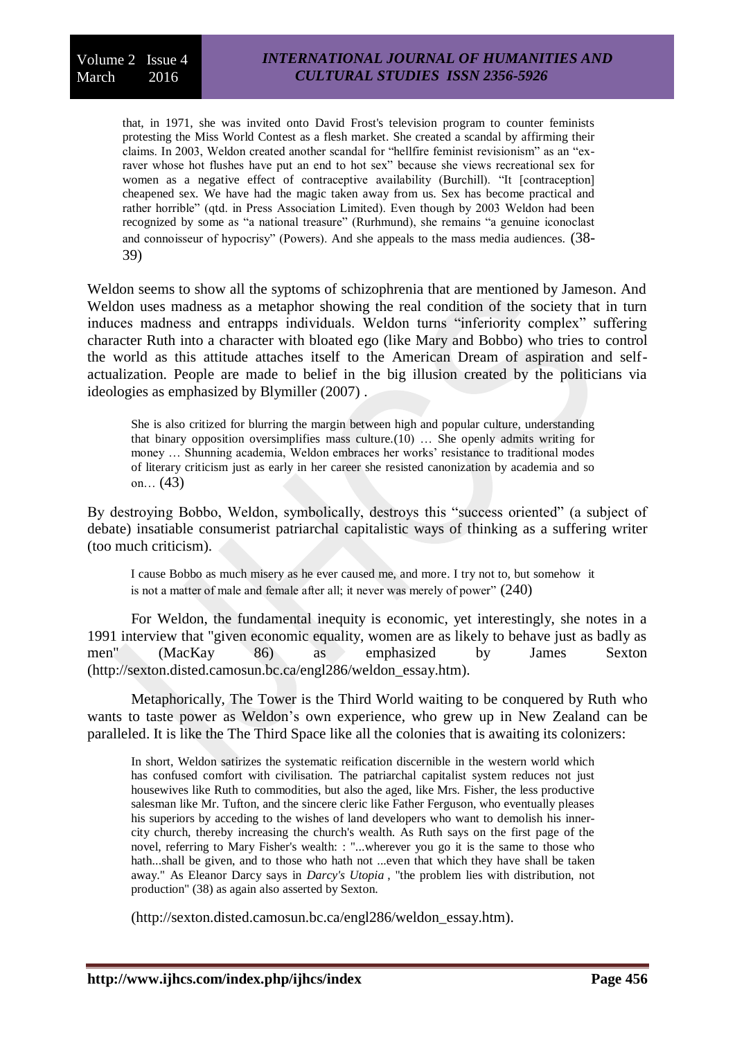> that, in 1971, she was invited onto David Frost's television program to counter feminists protesting the Miss World Contest as a flesh market. She created a scandal by affirming their claims. In 2003, Weldon created another scandal for "hellfire feminist revisionism" as an "ex-raver whose hot flushes have put an end to hot sex" because she views recreational sex for women as a negative effect of contraceptive availability (Burchill). "It [contraception] cheapened sex. We have had the magic taken away from us. Sex has become practical and rather horrible" (qtd. in Press Association Limited). Even though by 2003 Weldon had been recognized by some as "a national treasure" (Rurhmund), she remains "a genuine iconoclast and connoisseur of hypocrisy" (Powers). And she appeals to the mass media audiences. (38-39)

Weldon seems to show all the syptoms of schizophrenia that are mentioned by Jameson. And Weldon uses madness as a metaphor showing the real condition of the society that in turn induces madness and entrapps individuals. Weldon turns "inferiority complex" suffering character Ruth into a character with bloated ego (like Mary and Bobbo) who tries to control the world as this attitude attaches itself to the American Dream of aspiration and self-actualization. People are made to belief in the big illusion created by the politicians via ideologies as emphasized by Blymiller (2007) .

> She is also critized for blurring the margin between high and popular culture, understanding that binary opposition oversimplifies mass culture.(10) … She openly admits writing for money … Shunning academia, Weldon embraces her works' resistance to traditional modes of literary criticism just as early in her career she resisted canonization by academia and so on… (43)

By destroying Bobbo, Weldon, symbolically, destroys this "success oriented" (a subject of debate) insatiable consumerist patriarchal capitalistic ways of thinking as a suffering writer (too much criticism).

> I cause Bobbo as much misery as he ever caused me, and more. I try not to, but somehow it is not a matter of male and female after all; it never was merely of power" (240)

For Weldon, the fundamental inequity is economic, yet interestingly, she notes in a 1991 interview that "given economic equality, women are as likely to behave just as badly as men" (MacKay 86) as emphasized by James Sexton (http://sexton.disted.camosun.bc.ca/engl286/weldon_essay.htm).

Metaphorically, The Tower is the Third World waiting to be conquered by Ruth who wants to taste power as Weldon's own experience, who grew up in New Zealand can be paralleled. It is like the The Third Space like all the colonies that is awaiting its colonizers:

> In short, Weldon satirizes the systematic reification discernible in the western world which has confused comfort with civilisation. The patriarchal capitalist system reduces not just housewives like Ruth to commodities, but also the aged, like Mrs. Fisher, the less productive salesman like Mr. Tufton, and the sincere cleric like Father Ferguson, who eventually pleases his superiors by acceding to the wishes of land developers who want to demolish his inner-city church, thereby increasing the church's wealth. As Ruth says on the first page of the novel, referring to Mary Fisher's wealth: : "...wherever you go it is the same to those who hath...shall be given, and to those who hath not ...even that which they have shall be taken away." As Eleanor Darcy says in *Darcy's Utopia* , "the problem lies with distribution, not production" (38) as again also asserted by Sexton.
>
> (http://sexton.disted.camosun.bc.ca/engl286/weldon_essay.htm).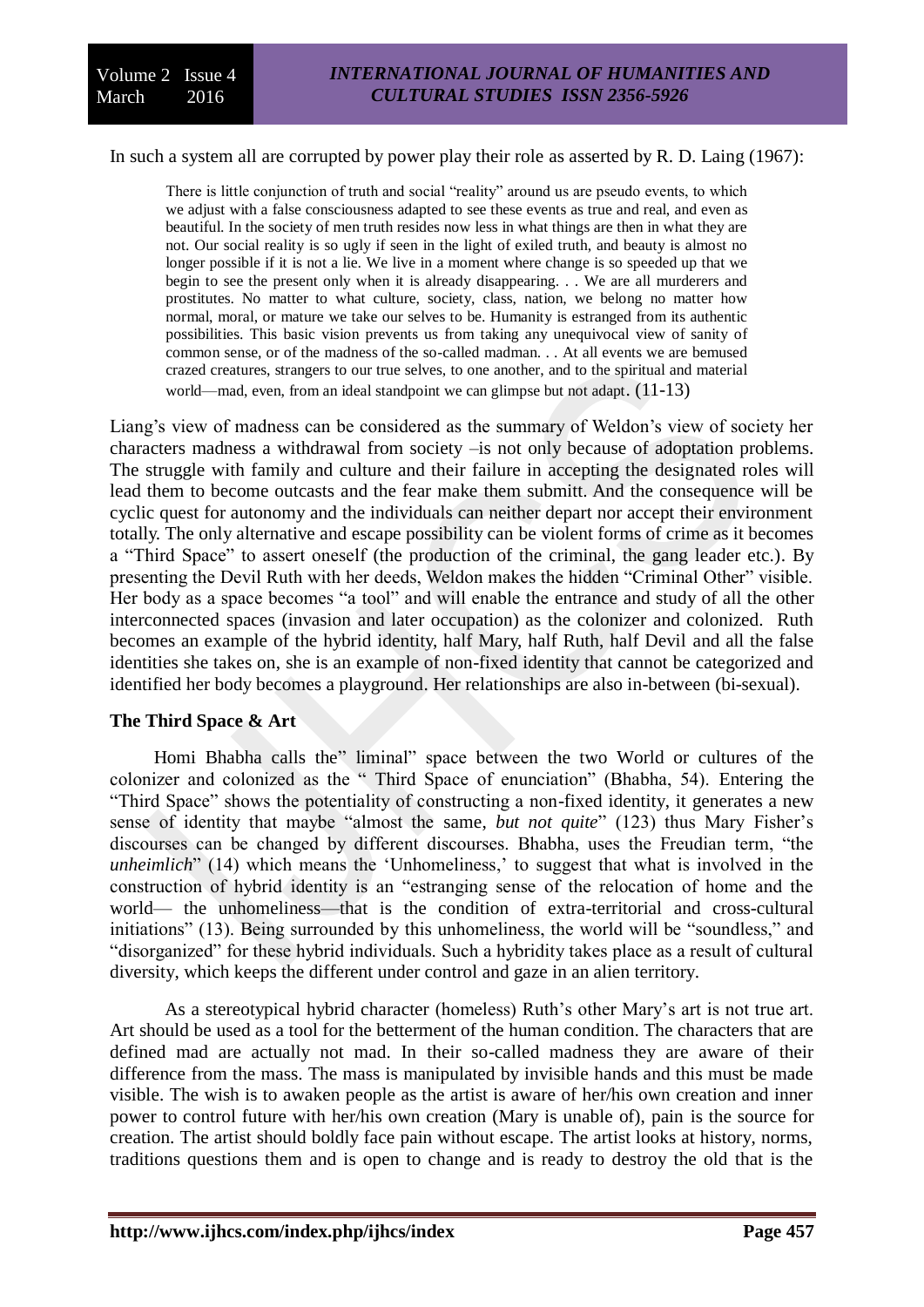In such a system all are corrupted by power play their role as asserted by R. D. Laing (1967):

> There is little conjunction of truth and social "reality" around us are pseudo events, to which we adjust with a false consciousness adapted to see these events as true and real, and even as beautiful. In the society of men truth resides now less in what things are then in what they are not. Our social reality is so ugly if seen in the light of exiled truth, and beauty is almost no longer possible if it is not a lie. We live in a moment where change is so speeded up that we begin to see the present only when it is already disappearing. . . We are all murderers and prostitutes. No matter to what culture, society, class, nation, we belong no matter how normal, moral, or mature we take our selves to be. Humanity is estranged from its authentic possibilities. This basic vision prevents us from taking any unequivocal view of sanity of common sense, or of the madness of the so-called madman. . . At all events we are bemused crazed creatures, strangers to our true selves, to one another, and to the spiritual and material world—mad, even, from an ideal standpoint we can glimpse but not adapt. (11-13)

Liang's view of madness can be considered as the summary of Weldon's view of society her characters madness a withdrawal from society –is not only because of adoptation problems. The struggle with family and culture and their failure in accepting the designated roles will lead them to become outcasts and the fear make them submitt. And the consequence will be cyclic quest for autonomy and the individuals can neither depart nor accept their environment totally. The only alternative and escape possibility can be violent forms of crime as it becomes a "Third Space" to assert oneself (the production of the criminal, the gang leader etc.). By presenting the Devil Ruth with her deeds, Weldon makes the hidden "Criminal Other" visible. Her body as a space becomes "a tool" and will enable the entrance and study of all the other interconnected spaces (invasion and later occupation) as the colonizer and colonized. Ruth becomes an example of the hybrid identity, half Mary, half Ruth, half Devil and all the false identities she takes on, she is an example of non-fixed identity that cannot be categorized and identified her body becomes a playground. Her relationships are also in-between (bi-sexual).

## The Third Space & Art

Homi Bhabha calls the" liminal" space between the two World or cultures of the colonizer and colonized as the " Third Space of enunciation" (Bhabha, 54). Entering the "Third Space" shows the potentiality of constructing a non-fixed identity, it generates a new sense of identity that maybe "almost the same, *but not quite*" (123) thus Mary Fisher's discourses can be changed by different discourses. Bhabha, uses the Freudian term, "the *unheimlich*" (14) which means the 'Unhomeliness,' to suggest that what is involved in the construction of hybrid identity is an "estranging sense of the relocation of home and the world— the unhomeliness—that is the condition of extra-territorial and cross-cultural initiations" (13). Being surrounded by this unhomeliness, the world will be "soundless," and "disorganized" for these hybrid individuals. Such a hybridity takes place as a result of cultural diversity, which keeps the different under control and gaze in an alien territory.

As a stereotypical hybrid character (homeless) Ruth's other Mary's art is not true art. Art should be used as a tool for the betterment of the human condition. The characters that are defined mad are actually not mad. In their so-called madness they are aware of their difference from the mass. The mass is manipulated by invisible hands and this must be made visible. The wish is to awaken people as the artist is aware of her/his own creation and inner power to control future with her/his own creation (Mary is unable of), pain is the source for creation. The artist should boldly face pain without escape. The artist looks at history, norms, traditions questions them and is open to change and is ready to destroy the old that is the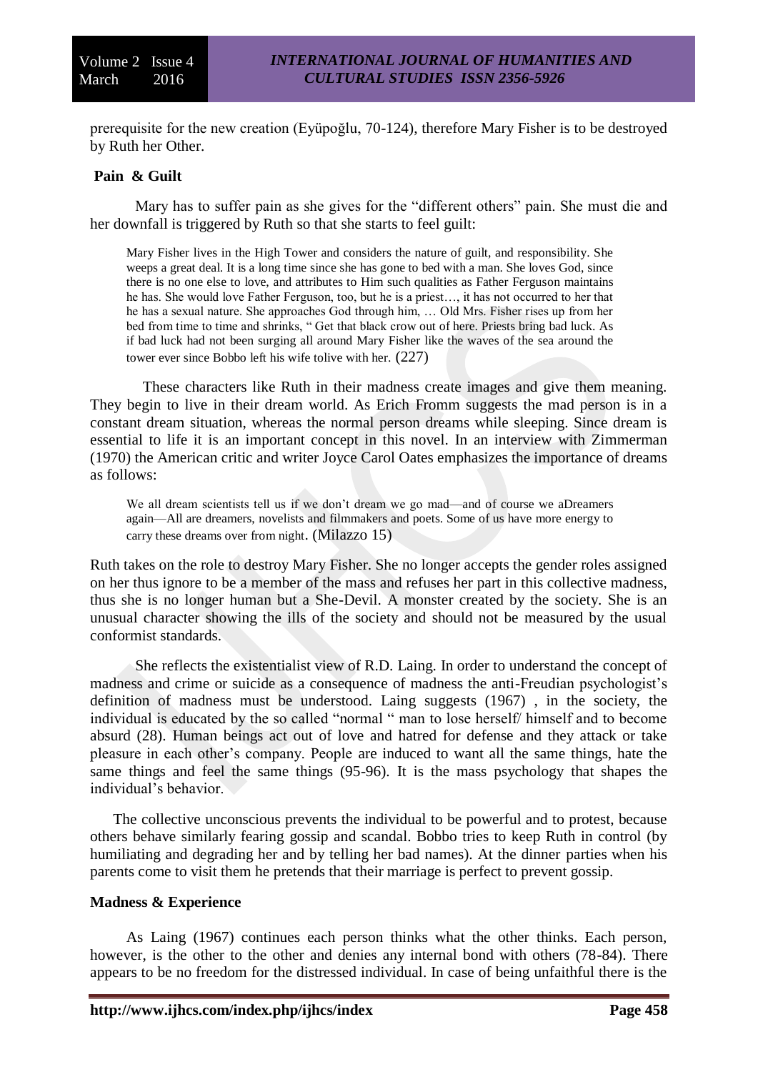prerequisite for the new creation (Eyüpoğlu, 70-124), therefore Mary Fisher is to be destroyed by Ruth her Other.

**Pain & Guilt**

Mary has to suffer pain as she gives for the "different others" pain. She must die and her downfall is triggered by Ruth so that she starts to feel guilt:

> Mary Fisher lives in the High Tower and considers the nature of guilt, and responsibility. She weeps a great deal. It is a long time since she has gone to bed with a man. She loves God, since there is no one else to love, and attributes to Him such qualities as Father Ferguson maintains he has. She would love Father Ferguson, too, but he is a priest…, it has not occurred to her that he has a sexual nature. She approaches God through him, … Old Mrs. Fisher rises up from her bed from time to time and shrinks, " Get that black crow out of here. Priests bring bad luck. As if bad luck had not been surging all around Mary Fisher like the waves of the sea around the tower ever since Bobbo left his wife tolive with her. (227)

These characters like Ruth in their madness create images and give them meaning. They begin to live in their dream world. As Erich Fromm suggests the mad person is in a constant dream situation, whereas the normal person dreams while sleeping. Since dream is essential to life it is an important concept in this novel. In an interview with Zimmerman (1970) the American critic and writer Joyce Carol Oates emphasizes the importance of dreams as follows:

> We all dream scientists tell us if we don't dream we go mad—and of course we aDreamers again—All are dreamers, novelists and filmmakers and poets. Some of us have more energy to carry these dreams over from night. (Milazzo 15)

Ruth takes on the role to destroy Mary Fisher. She no longer accepts the gender roles assigned on her thus ignore to be a member of the mass and refuses her part in this collective madness, thus she is no longer human but a She-Devil. A monster created by the society. She is an unusual character showing the ills of the society and should not be measured by the usual conformist standards.

She reflects the existentialist view of R.D. Laing. In order to understand the concept of madness and crime or suicide as a consequence of madness the anti-Freudian psychologist's definition of madness must be understood. Laing suggests (1967) , in the society, the individual is educated by the so called "normal " man to lose herself/ himself and to become absurd (28). Human beings act out of love and hatred for defense and they attack or take pleasure in each other's company. People are induced to want all the same things, hate the same things and feel the same things (95-96). It is the mass psychology that shapes the individual's behavior.

The collective unconscious prevents the individual to be powerful and to protest, because others behave similarly fearing gossip and scandal. Bobbo tries to keep Ruth in control (by humiliating and degrading her and by telling her bad names). At the dinner parties when his parents come to visit them he pretends that their marriage is perfect to prevent gossip.

**Madness & Experience**

As Laing (1967) continues each person thinks what the other thinks. Each person, however, is the other to the other and denies any internal bond with others (78-84). There appears to be no freedom for the distressed individual. In case of being unfaithful there is the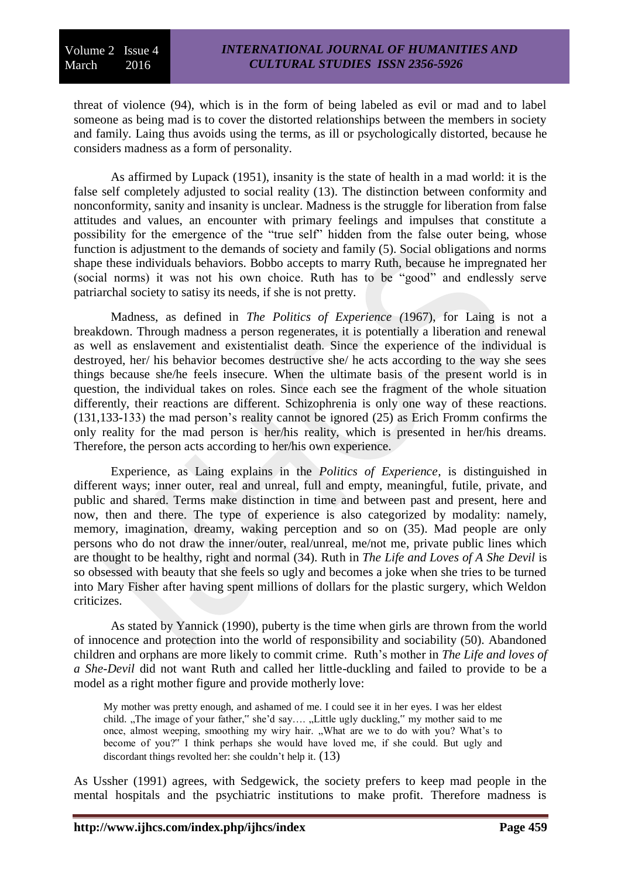threat of violence (94), which is in the form of being labeled as evil or mad and to label someone as being mad is to cover the distorted relationships between the members in society and family. Laing thus avoids using the terms, as ill or psychologically distorted, because he considers madness as a form of personality.

As affirmed by Lupack (1951), insanity is the state of health in a mad world: it is the false self completely adjusted to social reality (13). The distinction between conformity and nonconformity, sanity and insanity is unclear. Madness is the struggle for liberation from false attitudes and values, an encounter with primary feelings and impulses that constitute a possibility for the emergence of the "true self" hidden from the false outer being, whose function is adjustment to the demands of society and family (5). Social obligations and norms shape these individuals behaviors. Bobbo accepts to marry Ruth, because he impregnated her (social norms) it was not his own choice. Ruth has to be "good" and endlessly serve patriarchal society to satisy its needs, if she is not pretty.

Madness, as defined in *The Politics of Experience (*1967), for Laing is not a breakdown. Through madness a person regenerates, it is potentially a liberation and renewal as well as enslavement and existentialist death. Since the experience of the individual is destroyed, her/ his behavior becomes destructive she/ he acts according to the way she sees things because she/he feels insecure. When the ultimate basis of the present world is in question, the individual takes on roles. Since each see the fragment of the whole situation differently, their reactions are different. Schizophrenia is only one way of these reactions. (131,133-133) the mad person's reality cannot be ignored (25) as Erich Fromm confirms the only reality for the mad person is her/his reality, which is presented in her/his dreams. Therefore, the person acts according to her/his own experience.

Experience, as Laing explains in the *Politics of Experience*, is distinguished in different ways; inner outer, real and unreal, full and empty, meaningful, futile, private, and public and shared. Terms make distinction in time and between past and present, here and now, then and there. The type of experience is also categorized by modality: namely, memory, imagination, dreamy, waking perception and so on (35). Mad people are only persons who do not draw the inner/outer, real/unreal, me/not me, private public lines which are thought to be healthy, right and normal (34). Ruth in *The Life and Loves of A She Devil* is so obsessed with beauty that she feels so ugly and becomes a joke when she tries to be turned into Mary Fisher after having spent millions of dollars for the plastic surgery, which Weldon criticizes.

As stated by Yannick (1990), puberty is the time when girls are thrown from the world of innocence and protection into the world of responsibility and sociability (50). Abandoned children and orphans are more likely to commit crime. Ruth's mother in *The Life and loves of a She-Devil* did not want Ruth and called her little-duckling and failed to provide to be a model as a right mother figure and provide motherly love:

> My mother was pretty enough, and ashamed of me. I could see it in her eyes. I was her eldest child. „The image of your father," she'd say…. „Little ugly duckling," my mother said to me once, almost weeping, smoothing my wiry hair. „What are we to do with you? What's to become of you?" I think perhaps she would have loved me, if she could. But ugly and discordant things revolted her: she couldn't help it. (13)

As Ussher (1991) agrees, with Sedgewick, the society prefers to keep mad people in the mental hospitals and the psychiatric institutions to make profit. Therefore madness is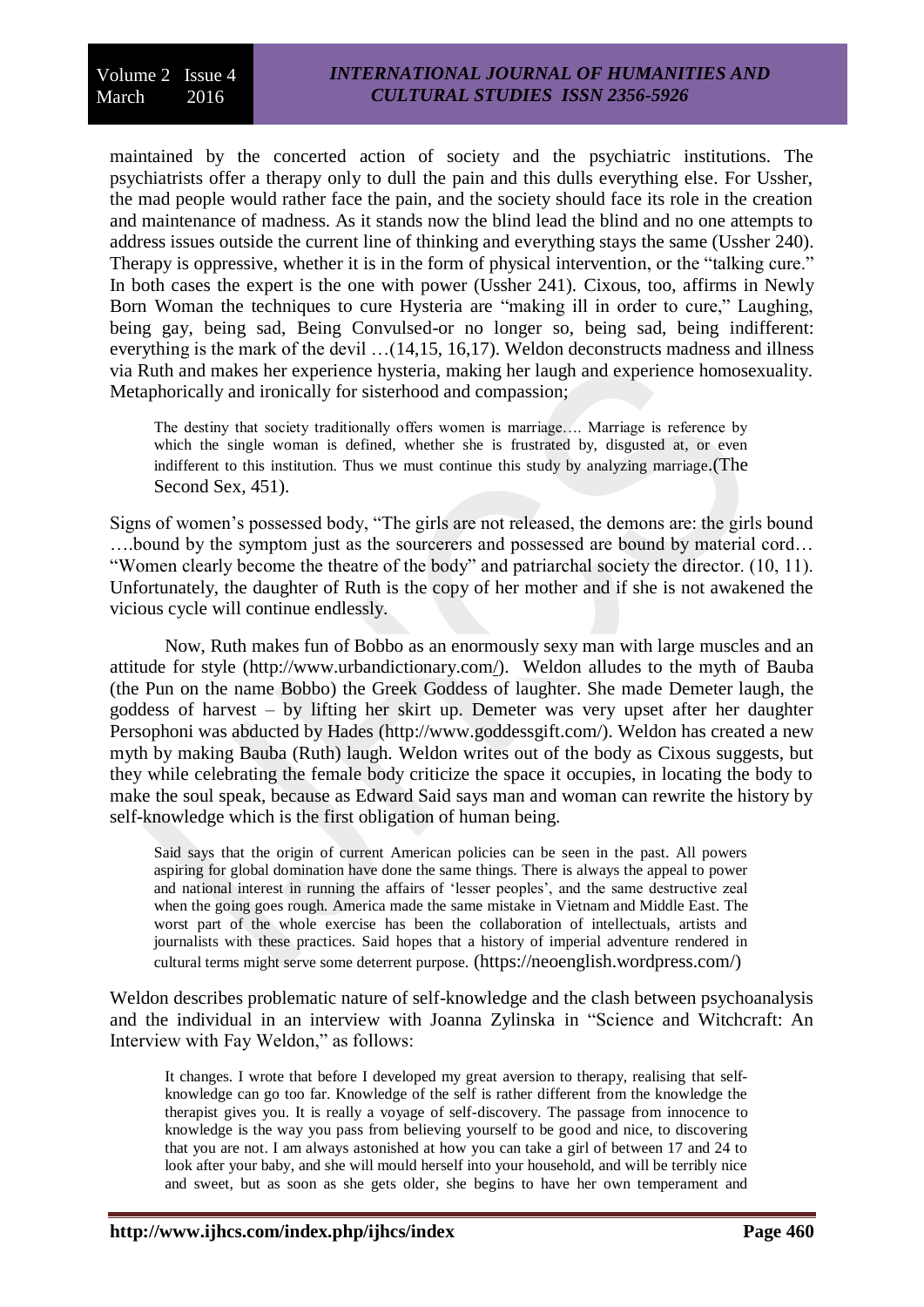maintained by the concerted action of society and the psychiatric institutions. The psychiatrists offer a therapy only to dull the pain and this dulls everything else. For Ussher, the mad people would rather face the pain, and the society should face its role in the creation and maintenance of madness. As it stands now the blind lead the blind and no one attempts to address issues outside the current line of thinking and everything stays the same (Ussher 240). Therapy is oppressive, whether it is in the form of physical intervention, or the "talking cure." In both cases the expert is the one with power (Ussher 241). Cixous, too, affirms in Newly Born Woman the techniques to cure Hysteria are "making ill in order to cure," Laughing, being gay, being sad, Being Convulsed-or no longer so, being sad, being indifferent: everything is the mark of the devil …(14,15, 16,17). Weldon deconstructs madness and illness via Ruth and makes her experience hysteria, making her laugh and experience homosexuality. Metaphorically and ironically for sisterhood and compassion;

> The destiny that society traditionally offers women is marriage…. Marriage is reference by which the single woman is defined, whether she is frustrated by, disgusted at, or even indifferent to this institution. Thus we must continue this study by analyzing marriage.(The Second Sex, 451).

Signs of women's possessed body, "The girls are not released, the demons are: the girls bound ….bound by the symptom just as the sourcerers and possessed are bound by material cord… "Women clearly become the theatre of the body" and patriarchal society the director. (10, 11). Unfortunately, the daughter of Ruth is the copy of her mother and if she is not awakened the vicious cycle will continue endlessly.

Now, Ruth makes fun of Bobbo as an enormously sexy man with large muscles and an attitude for style (http://www.urbandictionary.com/). Weldon alludes to the myth of Bauba (the Pun on the name Bobbo) the Greek Goddess of laughter. She made Demeter laugh, the goddess of harvest – by lifting her skirt up. Demeter was very upset after her daughter Persophoni was abducted by Hades (http://www.goddessgift.com/). Weldon has created a new myth by making Bauba (Ruth) laugh. Weldon writes out of the body as Cixous suggests, but they while celebrating the female body criticize the space it occupies, in locating the body to make the soul speak, because as Edward Said says man and woman can rewrite the history by self-knowledge which is the first obligation of human being.

> Said says that the origin of current American policies can be seen in the past. All powers aspiring for global domination have done the same things. There is always the appeal to power and national interest in running the affairs of 'lesser peoples', and the same destructive zeal when the going goes rough. America made the same mistake in Vietnam and Middle East. The worst part of the whole exercise has been the collaboration of intellectuals, artists and journalists with these practices. Said hopes that a history of imperial adventure rendered in cultural terms might serve some deterrent purpose. (https://neoenglish.wordpress.com/)

Weldon describes problematic nature of self-knowledge and the clash between psychoanalysis and the individual in an interview with Joanna Zylinska in "Science and Witchcraft: An Interview with Fay Weldon," as follows:

> It changes. I wrote that before I developed my great aversion to therapy, realising that self-knowledge can go too far. Knowledge of the self is rather different from the knowledge the therapist gives you. It is really a voyage of self-discovery. The passage from innocence to knowledge is the way you pass from believing yourself to be good and nice, to discovering that you are not. I am always astonished at how you can take a girl of between 17 and 24 to look after your baby, and she will mould herself into your household, and will be terribly nice and sweet, but as soon as she gets older, she begins to have her own temperament and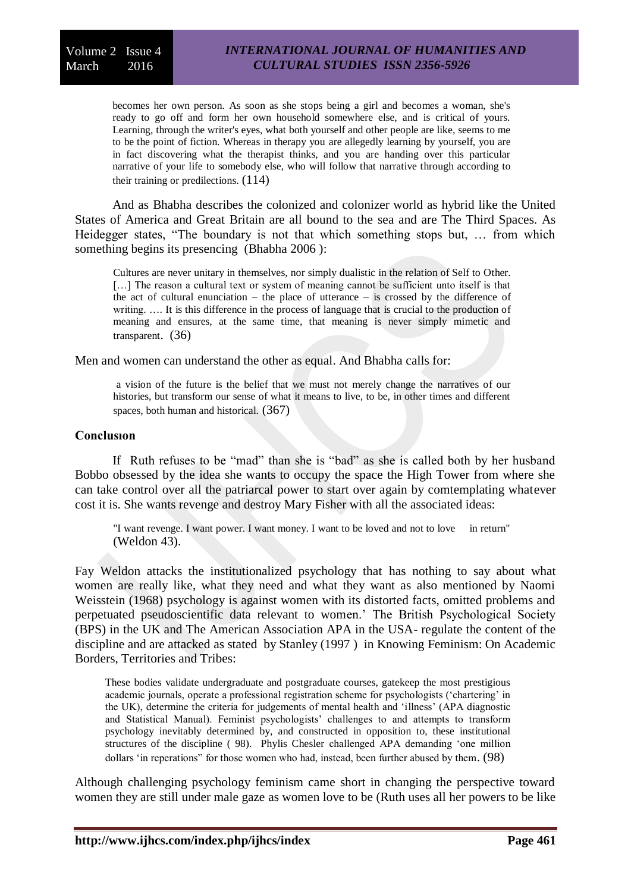> becomes her own person. As soon as she stops being a girl and becomes a woman, she's ready to go off and form her own household somewhere else, and is critical of yours. Learning, through the writer's eyes, what both yourself and other people are like, seems to me to be the point of fiction. Whereas in therapy you are allegedly learning by yourself, you are in fact discovering what the therapist thinks, and you are handing over this particular narrative of your life to somebody else, who will follow that narrative through according to their training or predilections. (114)

And as Bhabha describes the colonized and colonizer world as hybrid like the United States of America and Great Britain are all bound to the sea and are The Third Spaces. As Heidegger states, "The boundary is not that which something stops but, … from which something begins its presencing (Bhabha 2006 ):

> Cultures are never unitary in themselves, nor simply dualistic in the relation of Self to Other. […] The reason a cultural text or system of meaning cannot be sufficient unto itself is that the act of cultural enunciation – the place of utterance – is crossed by the difference of writing. …. It is this difference in the process of language that is crucial to the production of meaning and ensures, at the same time, that meaning is never simply mimetic and transparent. (36)

Men and women can understand the other as equal. And Bhabha calls for:

> a vision of the future is the belief that we must not merely change the narratives of our histories, but transform our sense of what it means to live, to be, in other times and different spaces, both human and historical. (367)

**Conclusıon**

If Ruth refuses to be "mad" than she is "bad" as she is called both by her husband Bobbo obsessed by the idea she wants to occupy the space the High Tower from where she can take control over all the patriarcal power to start over again by comtemplating whatever cost it is. She wants revenge and destroy Mary Fisher with all the associated ideas:

> "I want revenge. I want power. I want money. I want to be loved and not to love in return" (Weldon 43).

Fay Weldon attacks the institutionalized psychology that has nothing to say about what women are really like, what they need and what they want as also mentioned by Naomi Weisstein (1968) psychology is against women with its distorted facts, omitted problems and perpetuated pseudoscientific data relevant to women.' The British Psychological Society (BPS) in the UK and The American Association APA in the USA- regulate the content of the discipline and are attacked as stated by Stanley (1997 ) in Knowing Feminism: On Academic Borders, Territories and Tribes:

> These bodies validate undergraduate and postgraduate courses, gatekeep the most prestigious academic journals, operate a professional registration scheme for psychologists ('chartering' in the UK), determine the criteria for judgements of mental health and 'illness' (APA diagnostic and Statistical Manual). Feminist psychologists' challenges to and attempts to transform psychology inevitably determined by, and constructed in opposition to, these institutional structures of the discipline ( 98). Phylis Chesler challenged APA demanding 'one million dollars 'in reperations" for those women who had, instead, been further abused by them. (98)

Although challenging psychology feminism came short in changing the perspective toward women they are still under male gaze as women love to be (Ruth uses all her powers to be like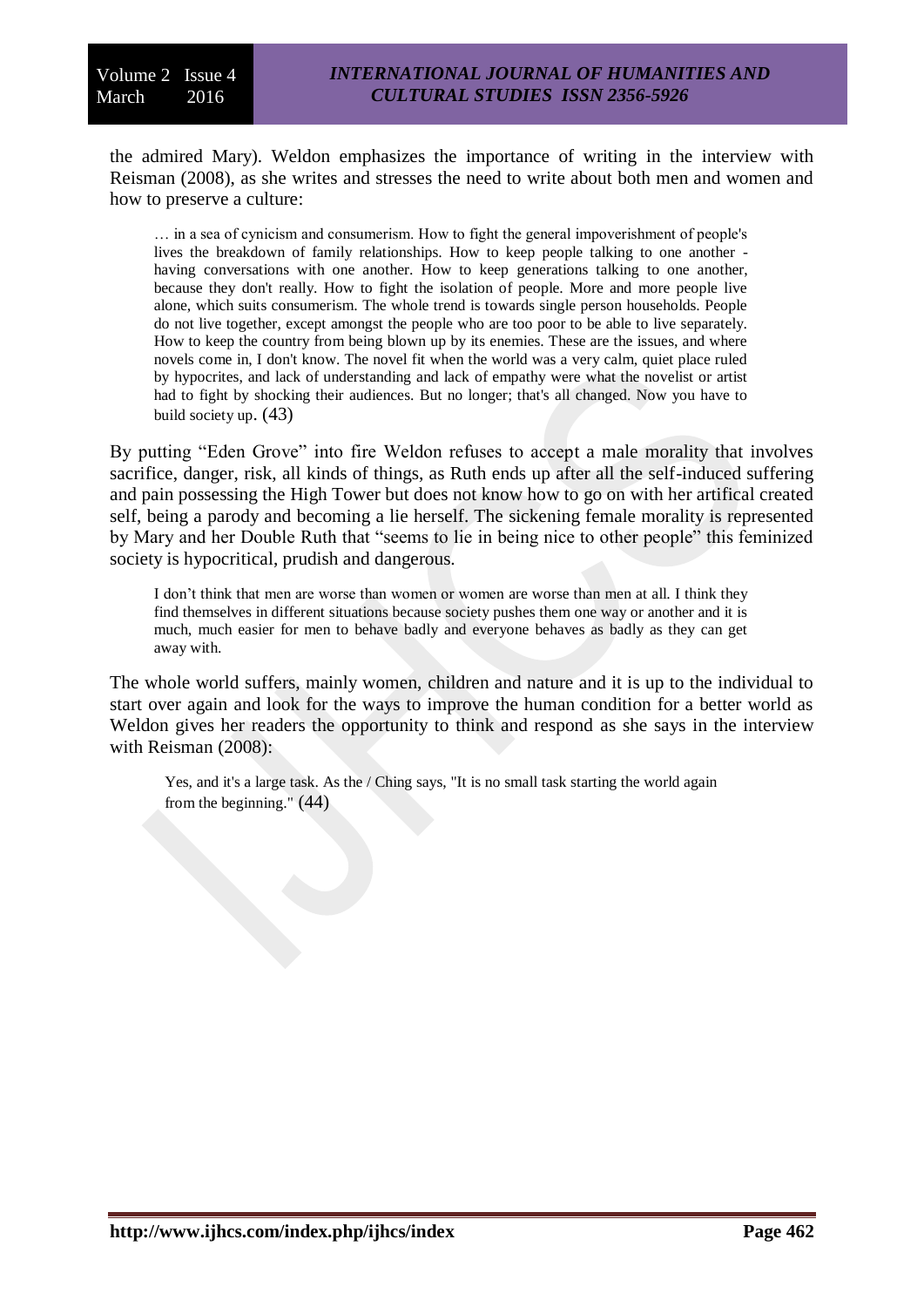the admired Mary). Weldon emphasizes the importance of writing in the interview with Reisman (2008), as she writes and stresses the need to write about both men and women and how to preserve a culture:

> … in a sea of cynicism and consumerism. How to fight the general impoverishment of people's lives the breakdown of family relationships. How to keep people talking to one another - having conversations with one another. How to keep generations talking to one another, because they don't really. How to fight the isolation of people. More and more people live alone, which suits consumerism. The whole trend is towards single person households. People do not live together, except amongst the people who are too poor to be able to live separately. How to keep the country from being blown up by its enemies. These are the issues, and where novels come in, I don't know. The novel fit when the world was a very calm, quiet place ruled by hypocrites, and lack of understanding and lack of empathy were what the novelist or artist had to fight by shocking their audiences. But no longer; that's all changed. Now you have to build society up. (43)

By putting "Eden Grove" into fire Weldon refuses to accept a male morality that involves sacrifice, danger, risk, all kinds of things, as Ruth ends up after all the self-induced suffering and pain possessing the High Tower but does not know how to go on with her artifical created self, being a parody and becoming a lie herself. The sickening female morality is represented by Mary and her Double Ruth that "seems to lie in being nice to other people" this feminized society is hypocritical, prudish and dangerous.

> I don't think that men are worse than women or women are worse than men at all. I think they find themselves in different situations because society pushes them one way or another and it is much, much easier for men to behave badly and everyone behaves as badly as they can get away with.

The whole world suffers, mainly women, children and nature and it is up to the individual to start over again and look for the ways to improve the human condition for a better world as Weldon gives her readers the opportunity to think and respond as she says in the interview with Reisman (2008):

> Yes, and it's a large task. As the / Ching says, "It is no small task starting the world again from the beginning." (44)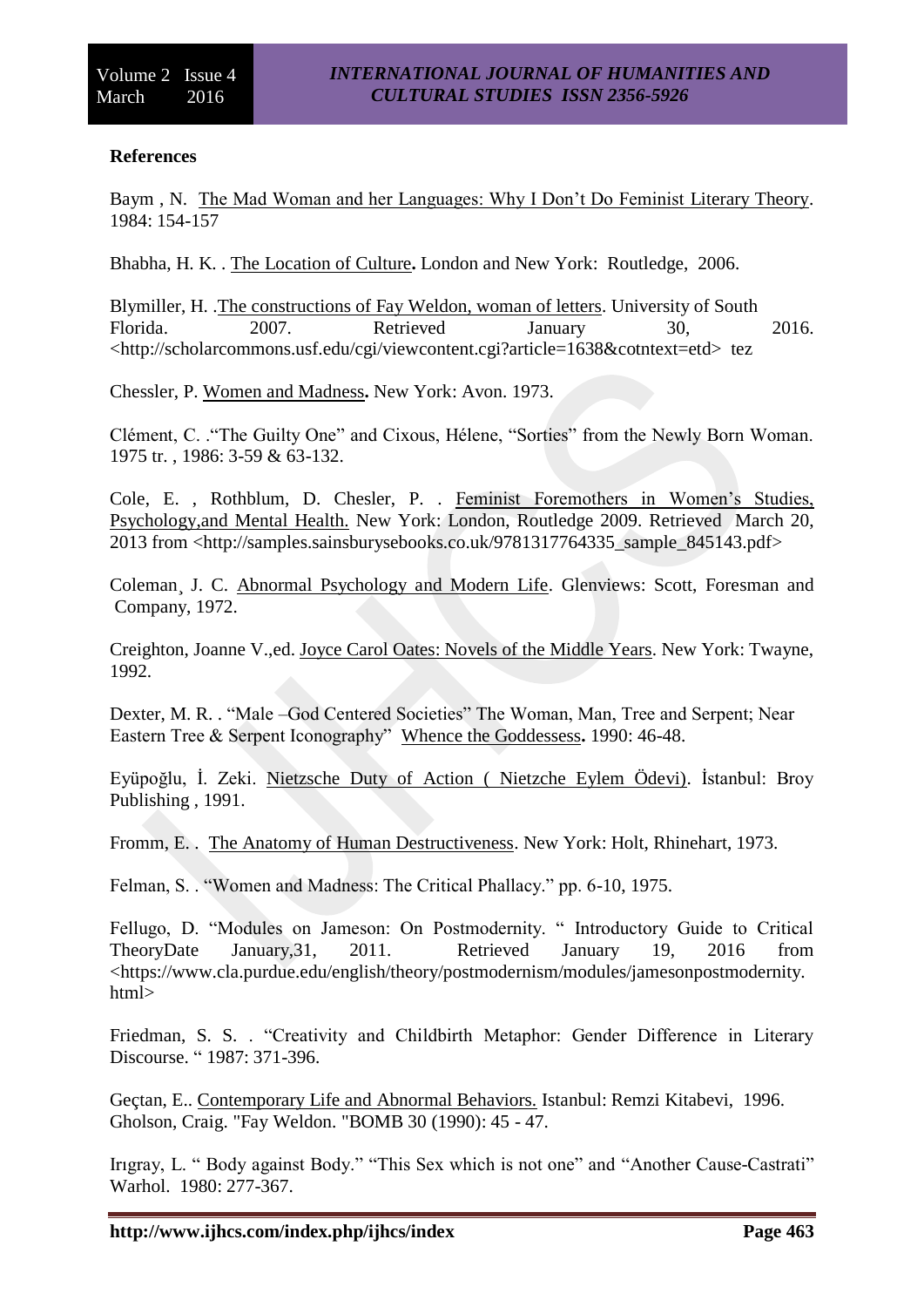**References**

Baym , N. The Mad Woman and her Languages: Why I Don't Do Feminist Literary Theory. 1984: 154-157

Bhabha, H. K. . The Location of Culture**.** London and New York: Routledge, 2006.

Blymiller, H. .The constructions of Fay Weldon, woman of letters. University of South Florida. 2007. Retrieved January 30, 2016. <http://scholarcommons.usf.edu/cgi/viewcontent.cgi?article=1638&cotntext=etd> tez

Chessler, P. Women and Madness**.** New York: Avon. 1973.

Clément, C. ."The Guilty One" and Cixous, Hélene, "Sorties" from the Newly Born Woman. 1975 tr. , 1986: 3-59 & 63-132.

Cole, E. , Rothblum, D. Chesler, P. . Feminist Foremothers in Women's Studies, Psychology,and Mental Health. New York: London, Routledge 2009. Retrieved March 20, 2013 from <http://samples.sainsburysebooks.co.uk/9781317764335_sample_845143.pdf>

Coleman¸ J. C. Abnormal Psychology and Modern Life. Glenviews: Scott, Foresman and Company, 1972.

Creighton, Joanne V.,ed. Joyce Carol Oates: Novels of the Middle Years. New York: Twayne, 1992.

Dexter, M. R. . "Male –God Centered Societies" The Woman, Man, Tree and Serpent; Near Eastern Tree & Serpent Iconography" Whence the Goddessess**.** 1990: 46-48.

Eyüpoğlu, İ. Zeki. Nietzsche Duty of Action ( Nietzche Eylem Ödevi). İstanbul: Broy Publishing , 1991.

Fromm, E. . The Anatomy of Human Destructiveness. New York: Holt, Rhinehart, 1973.

Felman, S. . "Women and Madness: The Critical Phallacy." pp. 6-10, 1975.

Fellugo, D. "Modules on Jameson: On Postmodernity. " Introductory Guide to Critical TheoryDate January,31, 2011. Retrieved January 19, 2016 from <https://www.cla.purdue.edu/english/theory/postmodernism/modules/jamesonpostmodernity.html>

Friedman, S. S. . "Creativity and Childbirth Metaphor: Gender Difference in Literary Discourse. " 1987: 371-396.

Geçtan, E.. Contemporary Life and Abnormal Behaviors. Istanbul: Remzi Kitabevi, 1996.
Gholson, Craig. "Fay Weldon. "BOMB 30 (1990): 45 - 47.

Irıgray, L. " Body against Body." "This Sex which is not one" and "Another Cause-Castrati" Warhol. 1980: 277-367.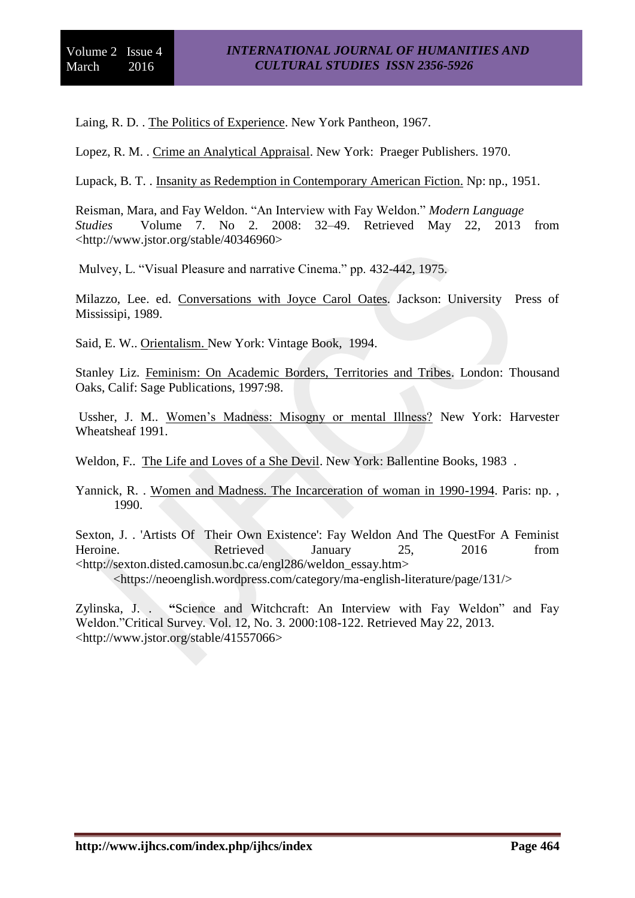Laing, R. D. . The Politics of Experience. New York Pantheon, 1967.

Lopez, R. M. . Crime an Analytical Appraisal. New York: Praeger Publishers. 1970.

Lupack, B. T. . Insanity as Redemption in Contemporary American Fiction. Np: np., 1951.

Reisman, Mara, and Fay Weldon. "An Interview with Fay Weldon." *Modern Language Studies* Volume 7. No 2. 2008: 32–49. Retrieved May 22, 2013 from <http://www.jstor.org/stable/40346960>

Mulvey, L. "Visual Pleasure and narrative Cinema." pp. 432-442, 1975.

Milazzo, Lee. ed. Conversations with Joyce Carol Oates. Jackson: University Press of Mississipi, 1989.

Said, E. W.. Orientalism. New York: Vintage Book, 1994.

Stanley Liz. Feminism: On Academic Borders, Territories and Tribes. London: Thousand Oaks, Calif: Sage Publications, 1997:98.

Ussher, J. M.. Women's Madness: Misogny or mental Illness? New York: Harvester Wheatsheaf 1991.

Weldon, F.. The Life and Loves of a She Devil. New York: Ballentine Books, 1983 .

Yannick, R. . Women and Madness. The Incarceration of woman in 1990-1994. Paris: np. , 1990.

Sexton, J. . 'Artists Of Their Own Existence': Fay Weldon And The QuestFor A Feminist Heroine. Retrieved January 25, 2016 from <http://sexton.disted.camosun.bc.ca/engl286/weldon_essay.htm> <https://neoenglish.wordpress.com/category/ma-english-literature/page/131/>

Zylinska, J. . "Science and Witchcraft: An Interview with Fay Weldon" and Fay Weldon."Critical Survey. Vol. 12, No. 3. 2000:108-122. Retrieved May 22, 2013. <http://www.jstor.org/stable/41557066>